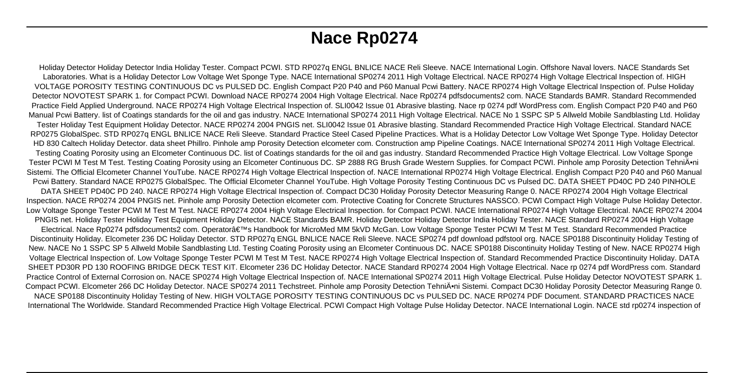# Nace Rp0274

Holiday Detector Holiday Detector India Holiday Tester. Compact PCWI. STD RP027q ENGL BNLICE NACE Reli Sleeve. NACE International Login. Offshore Naval lovers. NACE Standards Set Laboratories. What is a Holiday Detector Low Voltage Wet Sponge Type. NACE International SP0274 2011 High Voltage Electrical. NACE RP0274 High Voltage Electrical Inspection of. HIGH VOLTAGE POROSITY TESTING CONTINUOUS DC vs PULSED DC. English Compact P20 P40 and P60 Manual Pcwi Battery. NACE RP0274 High Voltage Electrical Inspection of. Pulse Holiday Detector NOVOTEST SPARK 1. for Compact PCWI. Download NACE RP0274 2004 High Voltage Electrical. Nace Rp0274 pdfsdocuments2 com. NACE Standards BAMR. Standard Recommended Practice Field Applied Underground. NACE RP0274 High Voltage Electrical Inspection of. SLI0042 Issue 01 Abrasive blasting. Nace rp 0274 pdf WordPress com. English Compact P20 P40 and P60 Manual Pcwi Battery. list of Coatings standards for the oil and gas industry. NACE International SP0274 2011 High Voltage Electrical. NACE No 1 SSPC SP 5 Allweld Mobile Sandblasting Ltd. Holiday Tester Holiday Test Equipment Holiday Detector. NACE RP0274 2004 PNGIS net. SLI0042 Issue 01 Abrasive blasting. Standard Recommended Practice High Voltage Electrical. Standard NACE RP0275 GlobalSpec. STD RP027q ENGL BNLICE NACE Reli Sleeve. Standard Practice Steel Cased Pipeline Practices. What is a Holiday Detector Low Voltage Wet Sponge Type. Holiday Detector HD 830 Caltech Holiday Detector. data sheet Phillro. Pinhole amp Porosity Detection elcometer com. Construction amp Pipeline Coatings. NACE International SP0274 2011 High Voltage Electrical. Testing Coating Porosity using an Elcometer Continuous DC. list of Coatings standards for the oil and gas industry. Standard Recommended Practice High Voltage Electrical. Low Voltage Sponge Tester PCWI M Test M Test. Testing Coating Porosity using an Elcometer Continuous DC. SP 2888 RG Brush Grade Western Supplies. for Compact PCWI. Pinhole amp Porosity Detection TehniÄ•ni Sistemi. The Official Elcometer Channel YouTube. NACE RP0274 High Voltage Electrical Inspection of. NACE International RP0274 High Voltage Electrical. English Compact P20 P40 and P60 Manual Pcwi Battery. Standard NACE RP0275 GlobalSpec. The Official Elcometer Channel YouTube. High Voltage Porosity Testing Continuous DC vs Pulsed DC. DATA SHEET PD40C PD 240 PINHOLE DATA SHEET PD40C PD 240. NACE RP0274 High Voltage Electrical Inspection of. Compact DC30 Holiday Porosity Detector Measuring Range 0. NACE RP0274 2004 High Voltage Electrical Inspection. NACE RP0274 2004 PNGIS net. Pinhole amp Porosity Detection elcometer com. Protective Coating for Concrete Structures NASSCO. PCWI Compact High Voltage Pulse Holiday Detector. Low Voltage Sponge Tester PCWI M Test M Test. NACE RP0274 2004 High Voltage Electrical Inspection. for Compact PCWI. NACE International RP0274 High Voltage Electrical. NACE RP0274 2004 PNGIS net. Holiday Tester Holiday Test Equipment Holiday Detector. NACE Standards BAMR. Holiday Detector Holiday Detector India Holiday Tester. NACE Standard RP0274 2004 High Voltage Electrical. Nace Rp0274 pdfsdocuments2 com. Operatorâ€™s Handbook for MicroMed MM 5kVD McGan. Low Voltage Sponge Tester PCWI M Test M Test. Standard Recommended Practice Discontinuity Holiday. Elcometer 236 DC Holiday Detector. STD RP027q ENGL BNLICE NACE Reli Sleeve. NACE SP0274 pdf download pdfstool org. NACE SP0188 Discontinuity Holiday Testing of New. NACE No 1 SSPC SP 5 Allweld Mobile Sandblasting Ltd. Testing Coating Porosity using an Elcometer Continuous DC. NACE SP0188 Discontinuity Holiday Testing of New. NACE RP0274 High Voltage Electrical Inspection of. Low Voltage Sponge Tester PCWI M Test M Test. NACE RP0274 High Voltage Electrical Inspection of. Standard Recommended Practice Discontinuity Holiday. DATA SHEET PD30R PD 130 ROOFING BRIDGE DECK TEST KIT. Elcometer 236 DC Holiday Detector. NACE Standard RP0274 2004 High Voltage Electrical. Nace rp 0274 pdf WordPress com. Standard Practice Control of External Corrosion on. NACE SP0274 High Voltage Electrical Inspection of. NACE International SP0274 2011 High Voltage Electrical. Pulse Holiday Detector NOVOTEST SPARK 1. Compact PCWI. Elcometer 266 DC Holiday Detector. NACE SP0274 2011 Techstreet. Pinhole amp Porosity Detection TehniÄ•ni Sistemi. Compact DC30 Holiday Porosity Detector Measuring Range 0. NACE SP0188 Discontinuity Holiday Testing of New. HIGH VOLTAGE POROSITY TESTING CONTINUOUS DC vs PULSED DC. NACE RP0274 PDF Document. STANDARD PRACTICES NACE International The Worldwide. Standard Recommended Practice High Voltage Electrical. PCWI Compact High Voltage Pulse Holiday Detector. NACE International Login. NACE std rp0274 inspection of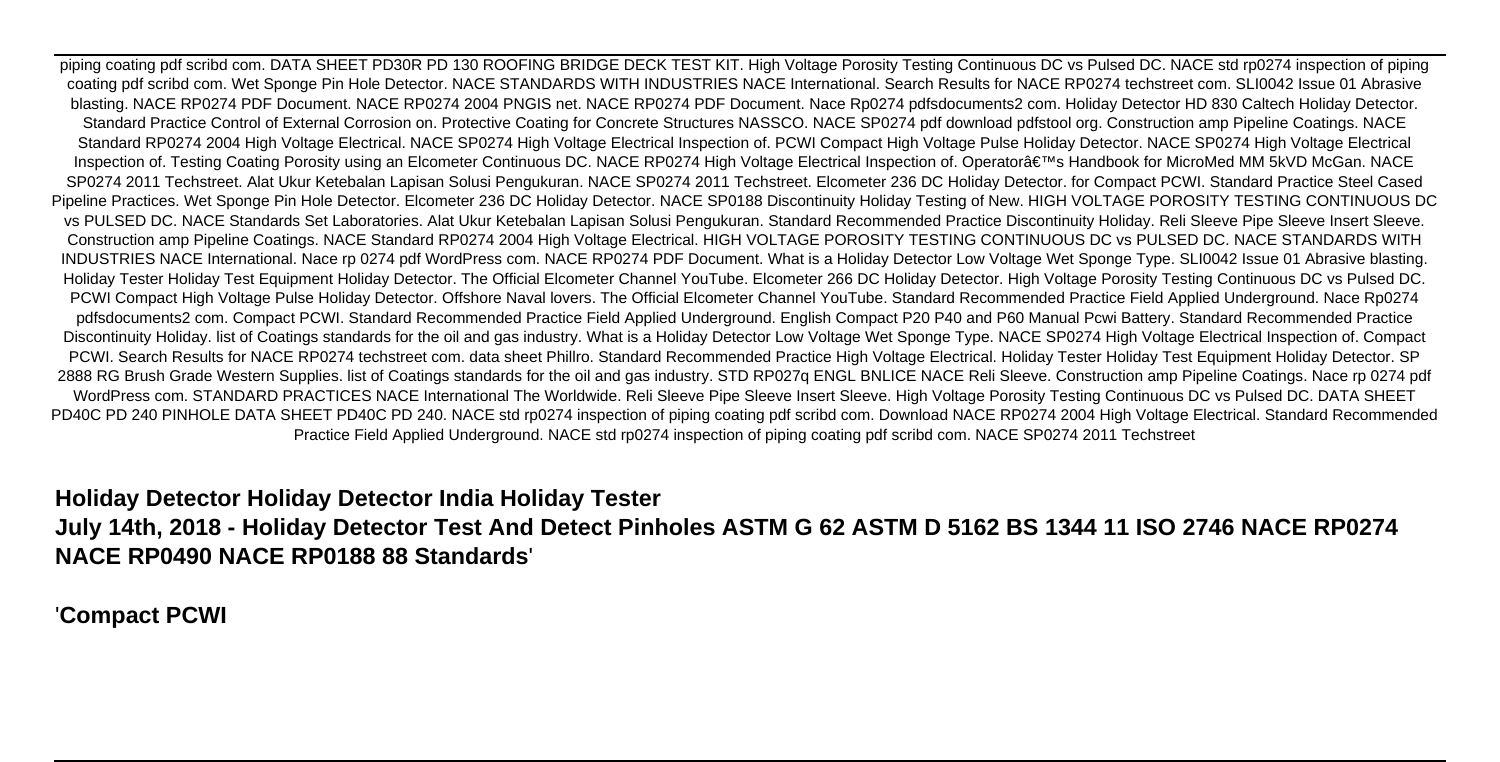piping coating pdf scribd com. DATA SHEET PD30R PD 130 ROOFING BRIDGE DECK TEST KIT. High Voltage Porosity Testing Continuous DC vs Pulsed DC. NACE std rp0274 inspection of piping coating pdf scribd com. Wet Sponge Pin Hole Detector. NACE STANDARDS WITH INDUSTRIES NACE International. Search Results for NACE RP0274 techstreet com. SLI0042 Issue 01 Abrasive blasting. NACE RP0274 PDF Document. NACE RP0274 2004 PNGIS net. NACE RP0274 PDF Document. Nace Rp0274 pdfsdocuments2 com. Holiday Detector HD 830 Caltech Holiday Detector. Standard Practice Control of External Corrosion on. Protective Coating for Concrete Structures NASSCO. NACE SP0274 pdf download pdfstool org. Construction amp Pipeline Coatings. NACE Standard RP0274 2004 High Voltage Electrical. NACE SP0274 High Voltage Electrical Inspection of. PCWI Compact High Voltage Pulse Holiday Detector. NACE SP0274 High Voltage Electrical Inspection of. Testing Coating Porosity using an Elcometer Continuous DC. NACE RP0274 High Voltage Electrical Inspection of. Operatorâ€™s Handbook for MicroMed MM 5kVD McGan. NACE SP0274 2011 Techstreet. Alat Ukur Ketebalan Lapisan Solusi Pengukuran. NACE SP0274 2011 Techstreet. Elcometer 236 DC Holiday Detector. for Compact PCWI. Standard Practice Steel Cased Pipeline Practices. Wet Sponge Pin Hole Detector. Elcometer 236 DC Holiday Detector. NACE SP0188 Discontinuity Holiday Testing of New. HIGH VOLTAGE POROSITY TESTING CONTINUOUS DC vs PULSED DC. NACE Standards Set Laboratories. Alat Ukur Ketebalan Lapisan Solusi Pengukuran. Standard Recommended Practice Discontinuity Holiday. Reli Sleeve Pipe Sleeve Insert Sleeve. Construction amp Pipeline Coatings. NACE Standard RP0274 2004 High Voltage Electrical. HIGH VOLTAGE POROSITY TESTING CONTINUOUS DC vs PULSED DC. NACE STANDARDS WITH INDUSTRIES NACE International. Nace rp 0274 pdf WordPress com. NACE RP0274 PDF Document. What is a Holiday Detector Low Voltage Wet Sponge Type. SLI0042 Issue 01 Abrasive blasting. Holiday Tester Holiday Test Equipment Holiday Detector. The Official Elcometer Channel YouTube. Elcometer 266 DC Holiday Detector. High Voltage Porosity Testing Continuous DC vs Pulsed DC. PCWI Compact High Voltage Pulse Holiday Detector. Offshore Naval lovers. The Official Elcometer Channel YouTube. Standard Recommended Practice Field Applied Underground. Nace Rp0274 pdfsdocuments2 com. Compact PCWI. Standard Recommended Practice Field Applied Underground. English Compact P20 P40 and P60 Manual Pcwi Battery. Standard Recommended Practice Discontinuity Holiday. list of Coatings standards for the oil and gas industry. What is a Holiday Detector Low Voltage Wet Sponge Type. NACE SP0274 High Voltage Electrical Inspection of. Compact PCWI. Search Results for NACE RP0274 techstreet com. data sheet Phillro. Standard Recommended Practice High Voltage Electrical. Holiday Tester Holiday Test Equipment Holiday Detector. SP 2888 RG Brush Grade Western Supplies. list of Coatings standards for the oil and gas industry. STD RP027q ENGL BNLICE NACE Reli Sleeve. Construction amp Pipeline Coatings. Nace rp 0274 pdf WordPress com. STANDARD PRACTICES NACE International The Worldwide. Reli Sleeve Pipe Sleeve Insert Sleeve. High Voltage Porosity Testing Continuous DC vs Pulsed DC. DATA SHEET PD40C PD 240 PINHOLE DATA SHEET PD40C PD 240. NACE std rp0274 inspection of piping coating pdf scribd com. Download NACE RP0274 2004 High Voltage Electrical. Standard Recommended Practice Field Applied Underground. NACE std rp0274 inspection of piping coating pdf scribd com. NACE SP0274 2011 Techstreet

## Holiday Detector Holiday Detector India Holiday Tester

**July 14th, 2018 - Holiday Detector Test And Detect Pinholes ASTM G 62 ASTM D 5162 BS 1344 11 ISO 2746 NACE RP0274 NACE RP0490 NACE RP0188 88 Standards**'

'**Compact PCWI**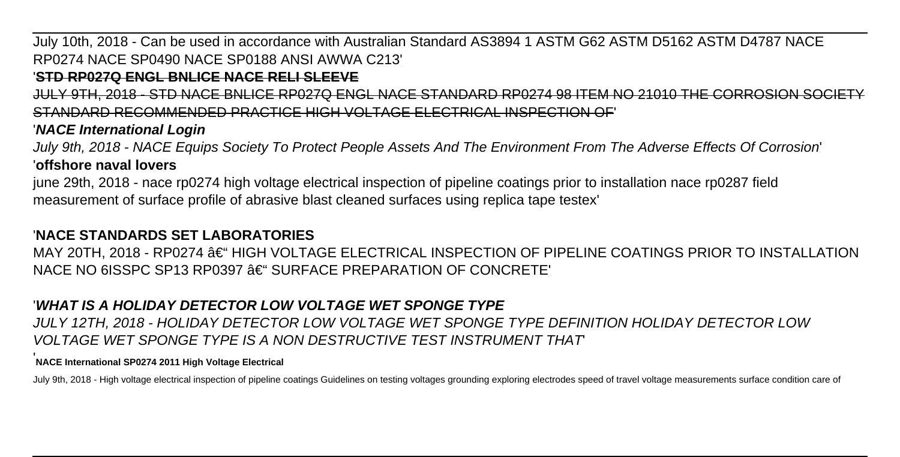July 10th, 2018 - Can be used in accordance with Australian Standard AS3894 1 ASTM G62 ASTM D5162 ASTM D4787 NACE RP0274 NACE SP0490 NACE SP0188 ANSI AWWA C213'

'**STD RP027Q ENGL BNLICE NACE RELI SLEEVE**

JULY 9TH, 2018 - STD NACE BNLICE RP027Q ENGL NACE STANDARD RP0274 98 ITEM NO 21010 THE CORROSION SOCIETY STANDARD RECOMMENDED PRACTICE HIGH VOLTAGE ELECTRICAL INSPECTION OF'

'***NACE International Login***

*July 9th, 2018 - NACE Equips Society To Protect People Assets And The Environment From The Adverse Effects Of Corrosion*'

'**offshore naval lovers**

june 29th, 2018 - nace rp0274 high voltage electrical inspection of pipeline coatings prior to installation nace rp0287 field measurement of surface profile of abrasive blast cleaned surfaces using replica tape testex'

'**NACE STANDARDS SET LABORATORIES**

MAY 20TH, 2018 - RP0274 â€" HIGH VOLTAGE ELECTRICAL INSPECTION OF PIPELINE COATINGS PRIOR TO INSTALLATION NACE NO 6ISSPC SP13 RP0397 â€" SURFACE PREPARATION OF CONCRETE'

'***WHAT IS A HOLIDAY DETECTOR LOW VOLTAGE WET SPONGE TYPE***

*JULY 12TH, 2018 - HOLIDAY DETECTOR LOW VOLTAGE WET SPONGE TYPE DEFINITION HOLIDAY DETECTOR LOW VOLTAGE WET SPONGE TYPE IS A NON DESTRUCTIVE TEST INSTRUMENT THAT*'

'**NACE International SP0274 2011 High Voltage Electrical**

July 9th, 2018 - High voltage electrical inspection of pipeline coatings Guidelines on testing voltages grounding exploring electrodes speed of travel voltage measurements surface condition care of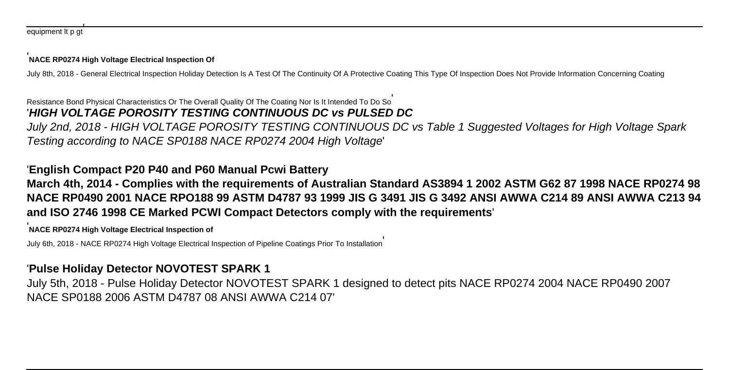equipment lt p gt'

'**NACE RP0274 High Voltage Electrical Inspection Of**

July 8th, 2018 - General Electrical Inspection Holiday Detection Is A Test Of The Continuity Of A Protective Coating This Type Of Inspection Does Not Provide Information Concerning Coating Resistance Bond Physical Characteristics Or The Overall Quality Of The Coating Nor Is It Intended To Do So'

'***HIGH VOLTAGE POROSITY TESTING CONTINUOUS DC vs PULSED DC***

*July 2nd, 2018 - HIGH VOLTAGE POROSITY TESTING CONTINUOUS DC vs Table 1 Suggested Voltages for High Voltage Spark Testing according to NACE SP0188 NACE RP0274 2004 High Voltage'*

'**English Compact P20 P40 and P60 Manual Pcwi Battery**

**March 4th, 2014 - Complies with the requirements of Australian Standard AS3894 1 2002 ASTM G62 87 1998 NACE RP0274 98 NACE RP0490 2001 NACE RPO188 99 ASTM D4787 93 1999 JIS G 3491 JIS G 3492 ANSI AWWA C214 89 ANSI AWWA C213 94 and ISO 2746 1998 CE Marked PCWI Compact Detectors comply with the requirements'**

'**NACE RP0274 High Voltage Electrical Inspection of**

July 6th, 2018 - NACE RP0274 High Voltage Electrical Inspection of Pipeline Coatings Prior To Installation'

'**Pulse Holiday Detector NOVOTEST SPARK 1**

July 5th, 2018 - Pulse Holiday Detector NOVOTEST SPARK 1 designed to detect pits NACE RP0274 2004 NACE RP0490 2007 NACE SP0188 2006 ASTM D4787 08 ANSI AWWA C214 07'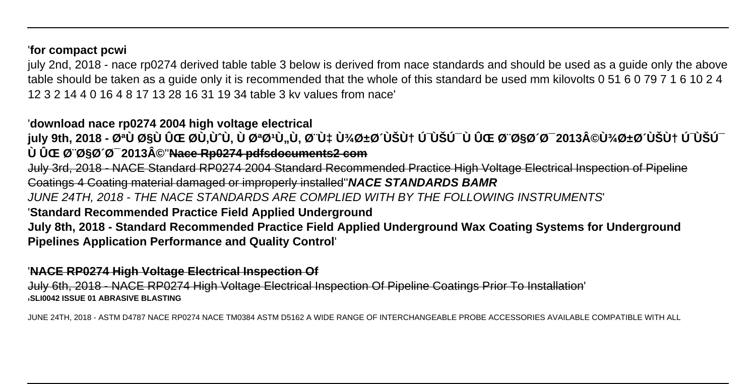'**for compact pcwi**

july 2nd, 2018 - nace rp0274 derived table table 3 below is derived from nace standards and should be used as a guide only the above table should be taken as a guide only it is recommended that the whole of this standard be used mm kilovolts 0 51 6 0 79 7 1 6 10 2 4 12 3 2 14 4 0 16 4 8 17 13 28 16 31 19 34 table 3 kv values from nace'

'**download nace rp0274 2004 high voltage electrical**

**july 9th, 2018 - Ø³Ù Ø§Ù ÛŒ ØÙ‚ÙˆÙ‚ Ù Ø³Ø¹Ù„Ù‚ Ø¨Ù‡ Ù¾Ø±Ø´ÙŠÙ† Ú¯ÙŠÚ¯ Ù ÛŒ Ø¨Ø§Ø´Ø¯ 2013Â©Ù¾Ø±Ø´ÙŠÙ† Ú¯ÙŠÚ¯ Ù ÛŒ Ø¨Ø§Ø´Ø¯ 2013Â©**''**Nace Rp0274 pdfsdocuments2 com**

July 3rd, 2018 - NACE Standard RP0274 2004 Standard Recommended Practice High Voltage Electrical Inspection of Pipeline Coatings 4 Coating material damaged or improperly installed''***NACE STANDARDS BAMR***

*JUNE 24TH, 2018 - THE NACE STANDARDS ARE COMPLIED WITH BY THE FOLLOWING INSTRUMENTS*'

'**Standard Recommended Practice Field Applied Underground**

**July 8th, 2018 - Standard Recommended Practice Field Applied Underground Wax Coating Systems for Underground Pipelines Application Performance and Quality Control**'

'**NACE RP0274 High Voltage Electrical Inspection Of**

July 6th, 2018 - NACE RP0274 High Voltage Electrical Inspection Of Pipeline Coatings Prior To Installation'
'**SLI0042 ISSUE 01 ABRASIVE BLASTING**

JUNE 24TH, 2018 - ASTM D4787 NACE RP0274 NACE TM0384 ASTM D5162 A WIDE RANGE OF INTERCHANGEABLE PROBE ACCESSORIES AVAILABLE COMPATIBLE WITH ALL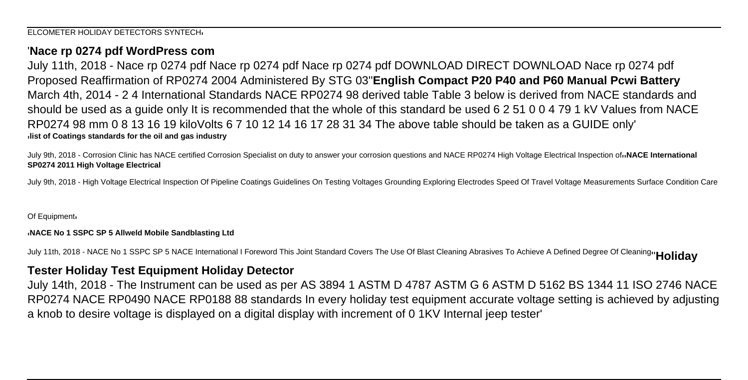ELCOMETER HOLIDAY DETECTORS SYNTECH'

'**Nace rp 0274 pdf WordPress com**

July 11th, 2018 - Nace rp 0274 pdf Nace rp 0274 pdf Nace rp 0274 pdf DOWNLOAD DIRECT DOWNLOAD Nace rp 0274 pdf Proposed Reaffirmation of RP0274 2004 Administered By STG 03''**English Compact P20 P40 and P60 Manual Pcwi Battery**

March 4th, 2014 - 2 4 International Standards NACE RP0274 98 derived table Table 3 below is derived from NACE standards and should be used as a guide only It is recommended that the whole of this standard be used 6 2 51 0 0 4 79 1 kV Values from NACE RP0274 98 mm 0 8 13 16 19 kiloVolts 6 7 10 12 14 16 17 28 31 34 The above table should be taken as a GUIDE only'

'**list of Coatings standards for the oil and gas industry**

July 9th, 2018 - Corrosion Clinic has NACE certified Corrosion Specialist on duty to answer your corrosion questions and NACE RP0274 High Voltage Electrical Inspection of''**NACE International SP0274 2011 High Voltage Electrical**

July 9th, 2018 - High Voltage Electrical Inspection Of Pipeline Coatings Guidelines On Testing Voltages Grounding Exploring Electrodes Speed Of Travel Voltage Measurements Surface Condition Care Of Equipment'

'**NACE No 1 SSPC SP 5 Allweld Mobile Sandblasting Ltd**

July 11th, 2018 - NACE No 1 SSPC SP 5 NACE International I Foreword This Joint Standard Covers The Use Of Blast Cleaning Abrasives To Achieve A Defined Degree Of Cleaning''**Holiday Tester Holiday Test Equipment Holiday Detector**

July 14th, 2018 - The Instrument can be used as per AS 3894 1 ASTM D 4787 ASTM G 6 ASTM D 5162 BS 1344 11 ISO 2746 NACE RP0274 NACE RP0490 NACE RP0188 88 standards In every holiday test equipment accurate voltage setting is achieved by adjusting a knob to desire voltage is displayed on a digital display with increment of 0 1KV Internal jeep tester'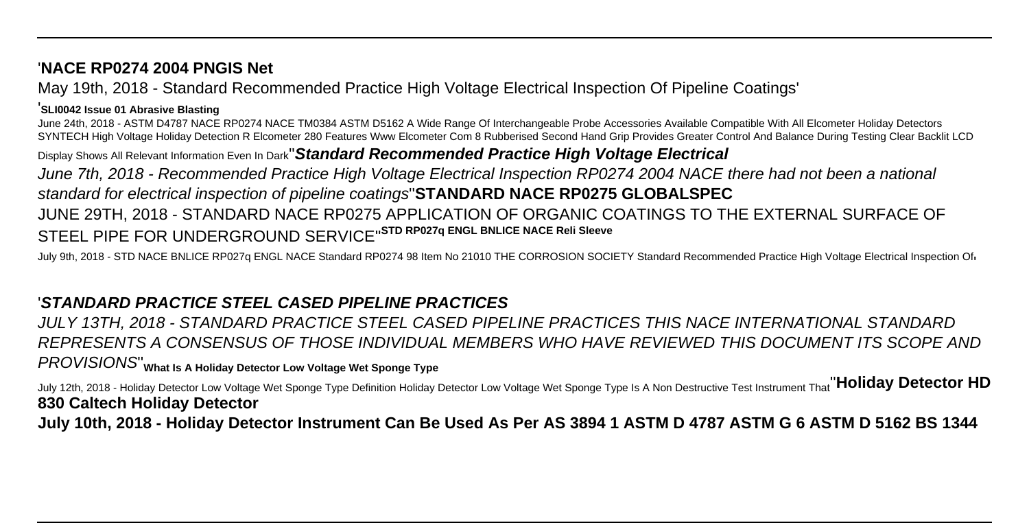'**NACE RP0274 2004 PNGIS Net**

May 19th, 2018 - Standard Recommended Practice High Voltage Electrical Inspection Of Pipeline Coatings'

'**SLI0042 Issue 01 Abrasive Blasting**

June 24th, 2018 - ASTM D4787 NACE RP0274 NACE TM0384 ASTM D5162 A Wide Range Of Interchangeable Probe Accessories Available Compatible With All Elcometer Holiday Detectors SYNTECH High Voltage Holiday Detection R Elcometer 280 Features Www Elcometer Com 8 Rubberised Second Hand Grip Provides Greater Control And Balance During Testing Clear Backlit LCD Display Shows All Relevant Information Even In Dark''***Standard Recommended Practice High Voltage Electrical***

*June 7th, 2018 - Recommended Practice High Voltage Electrical Inspection RP0274 2004 NACE there had not been a national standard for electrical inspection of pipeline coatings*''**STANDARD NACE RP0275 GLOBALSPEC**

JUNE 29TH, 2018 - STANDARD NACE RP0275 APPLICATION OF ORGANIC COATINGS TO THE EXTERNAL SURFACE OF STEEL PIPE FOR UNDERGROUND SERVICE''**STD RP027q ENGL BNLICE NACE Reli Sleeve**

July 9th, 2018 - STD NACE BNLICE RP027q ENGL NACE Standard RP0274 98 Item No 21010 THE CORROSION SOCIETY Standard Recommended Practice High Voltage Electrical Inspection Of'

'***STANDARD PRACTICE STEEL CASED PIPELINE PRACTICES***

*JULY 13TH, 2018 - STANDARD PRACTICE STEEL CASED PIPELINE PRACTICES THIS NACE INTERNATIONAL STANDARD REPRESENTS A CONSENSUS OF THOSE INDIVIDUAL MEMBERS WHO HAVE REVIEWED THIS DOCUMENT ITS SCOPE AND PROVISIONS*''**What Is A Holiday Detector Low Voltage Wet Sponge Type**

July 12th, 2018 - Holiday Detector Low Voltage Wet Sponge Type Definition Holiday Detector Low Voltage Wet Sponge Type Is A Non Destructive Test Instrument That''**Holiday Detector HD 830 Caltech Holiday Detector**

**July 10th, 2018 - Holiday Detector Instrument Can Be Used As Per AS 3894 1 ASTM D 4787 ASTM G 6 ASTM D 5162 BS 1344**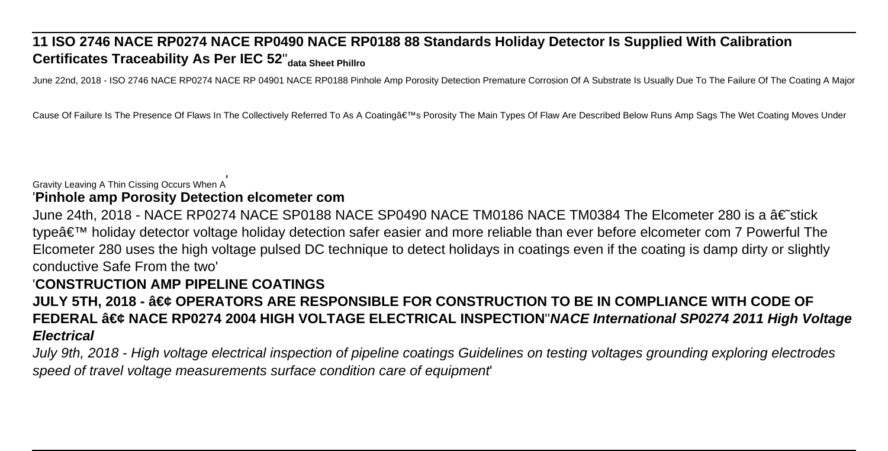**11 ISO 2746 NACE RP0274 NACE RP0490 NACE RP0188 88 Standards Holiday Detector Is Supplied With Calibration Certificates Traceability As Per IEC 52**''**data Sheet Phillro**

June 22nd, 2018 - ISO 2746 NACE RP0274 NACE RP 04901 NACE RP0188 Pinhole Amp Porosity Detection Premature Corrosion Of A Substrate Is Usually Due To The Failure Of The Coating A Major Cause Of Failure Is The Presence Of Flaws In The Collectively Referred To As A Coatingâ€™s Porosity The Main Types Of Flaw Are Described Below Runs Amp Sags The Wet Coating Moves Under Gravity Leaving A Thin Cissing Occurs When A'

'**Pinhole amp Porosity Detection elcometer com**

June 24th, 2018 - NACE RP0274 NACE SP0188 NACE SP0490 NACE TM0186 NACE TM0384 The Elcometer 280 is a â€˜stick typeâ€™ holiday detector voltage holiday detection safer easier and more reliable than ever before elcometer com 7 Powerful The Elcometer 280 uses the high voltage pulsed DC technique to detect holidays in coatings even if the coating is damp dirty or slightly conductive Safe From the two'

'**CONSTRUCTION AMP PIPELINE COATINGS**

**JULY 5TH, 2018 - â€¢ OPERATORS ARE RESPONSIBLE FOR CONSTRUCTION TO BE IN COMPLIANCE WITH CODE OF FEDERAL â€¢ NACE RP0274 2004 HIGH VOLTAGE ELECTRICAL INSPECTION**''***NACE International SP0274 2011 High Voltage Electrical***

*July 9th, 2018 - High voltage electrical inspection of pipeline coatings Guidelines on testing voltages grounding exploring electrodes speed of travel voltage measurements surface condition care of equipment*'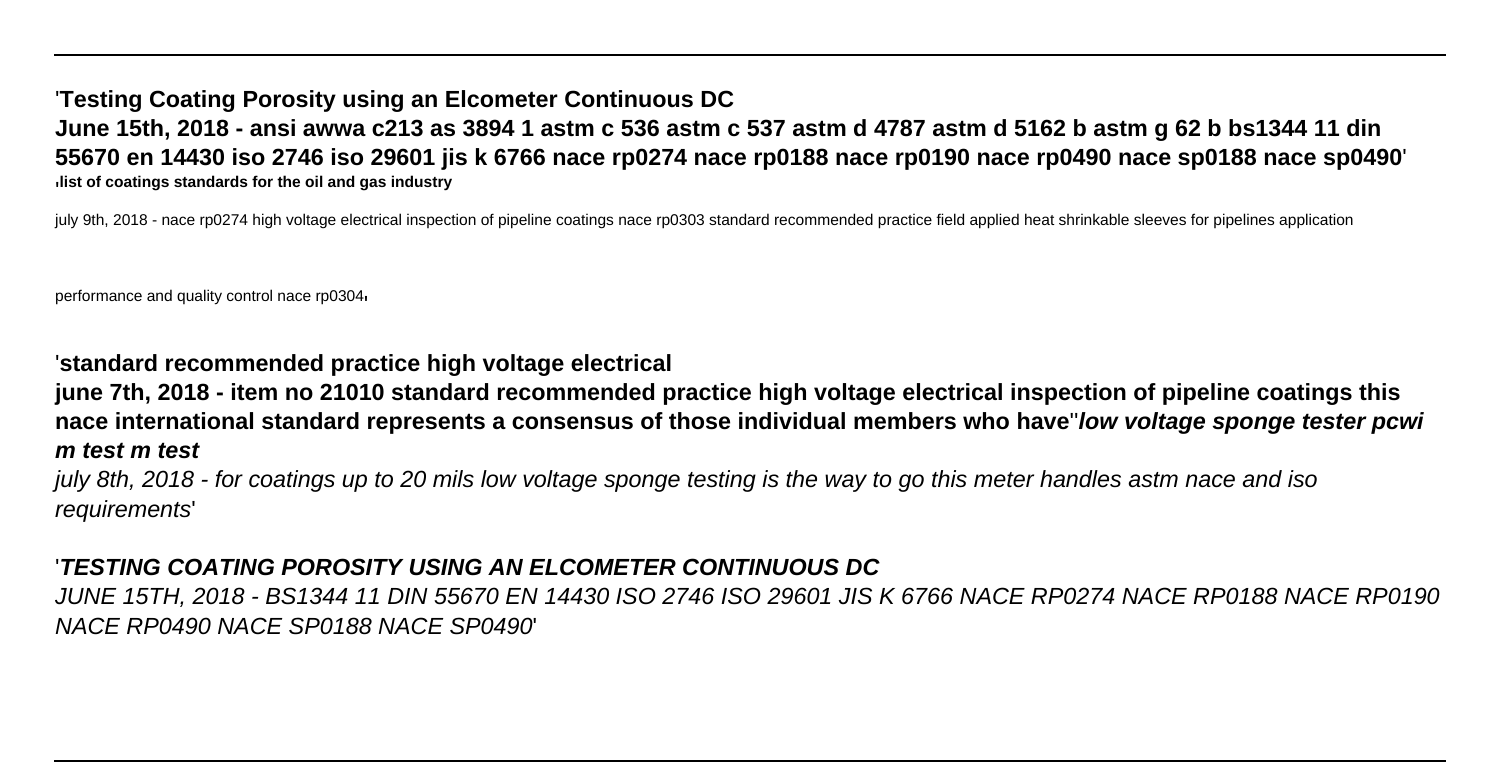'**Testing Coating Porosity using an Elcometer Continuous DC**
**June 15th, 2018 - ansi awwa c213 as 3894 1 astm c 536 astm c 537 astm d 4787 astm d 5162 b astm g 62 b bs1344 11 din 55670 en 14430 iso 2746 iso 29601 jis k 6766 nace rp0274 nace rp0188 nace rp0190 nace rp0490 nace sp0188 nace sp0490**'
'**list of coatings standards for the oil and gas industry**

july 9th, 2018 - nace rp0274 high voltage electrical inspection of pipeline coatings nace rp0303 standard recommended practice field applied heat shrinkable sleeves for pipelines application performance and quality control nace rp0304'

'**standard recommended practice high voltage electrical**
**june 7th, 2018 - item no 21010 standard recommended practice high voltage electrical inspection of pipeline coatings this nace international standard represents a consensus of those individual members who have**''***low voltage sponge tester pcwi m test m test***
*july 8th, 2018 - for coatings up to 20 mils low voltage sponge testing is the way to go this meter handles astm nace and iso requirements*'

'**TESTING COATING POROSITY USING AN ELCOMETER CONTINUOUS DC**
JUNE 15TH, 2018 - BS1344 11 DIN 55670 EN 14430 ISO 2746 ISO 29601 JIS K 6766 NACE RP0274 NACE RP0188 NACE RP0190 NACE RP0490 NACE SP0188 NACE SP0490'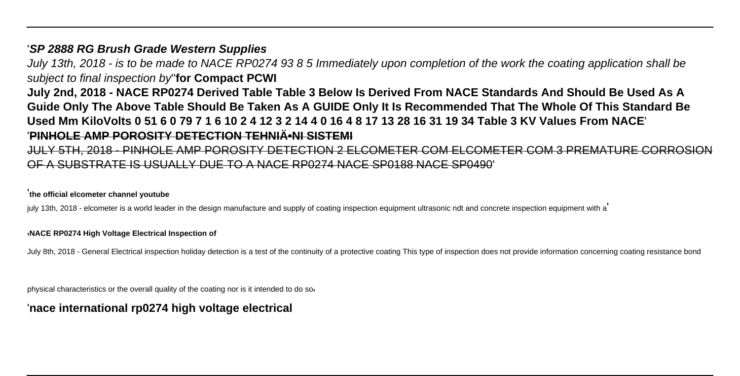'***SP 2888 RG Brush Grade Western Supplies***

*July 13th, 2018 - is to be made to NACE RP0274 93 8 5 Immediately upon completion of the work the coating application shall be subject to final inspection by*''**for Compact PCWI**

**July 2nd, 2018 - NACE RP0274 Derived Table Table 3 Below Is Derived From NACE Standards And Should Be Used As A Guide Only The Above Table Should Be Taken As A GUIDE Only It Is Recommended That The Whole Of This Standard Be Used Mm KiloVolts 0 51 6 0 79 7 1 6 10 2 4 12 3 2 14 4 0 16 4 8 17 13 28 16 31 19 34 Table 3 KV Values From NACE**'

'~~**PINHOLE AMP POROSITY DETECTION TEHNIÄ•NI SISTEMI**~~

~~JULY 5TH, 2018 - PINHOLE AMP POROSITY DETECTION 2 ELCOMETER COM ELCOMETER COM 3 PREMATURE CORROSION OF A SUBSTRATE IS USUALLY DUE TO A NACE RP0274 NACE SP0188 NACE SP0490~~'

'**the official elcometer channel youtube**

july 13th, 2018 - elcometer is a world leader in the design manufacture and supply of coating inspection equipment ultrasonic ndt and concrete inspection equipment with a'

'**NACE RP0274 High Voltage Electrical Inspection of**

July 8th, 2018 - General Electrical inspection holiday detection is a test of the continuity of a protective coating This type of inspection does not provide information concerning coating resistance bond physical characteristics or the overall quality of the coating nor is it intended to do so'

'**nace international rp0274 high voltage electrical**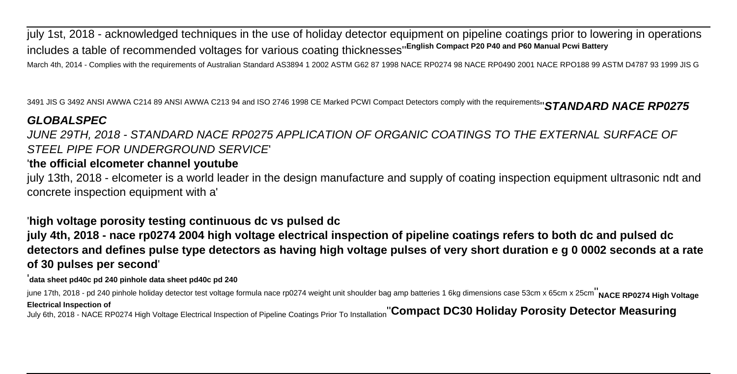july 1st, 2018 - acknowledged techniques in the use of holiday detector equipment on pipeline coatings prior to lowering in operations includes a table of recommended voltages for various coating thicknesses''**English Compact P20 P40 and P60 Manual Pcwi Battery**

March 4th, 2014 - Complies with the requirements of Australian Standard AS3894 1 2002 ASTM G62 87 1998 NACE RP0274 98 NACE RP0490 2001 NACE RPO188 99 ASTM D4787 93 1999 JIS G 3491 JIS G 3492 ANSI AWWA C214 89 ANSI AWWA C213 94 and ISO 2746 1998 CE Marked PCWI Compact Detectors comply with the requirements''***STANDARD NACE RP0275 GLOBALSPEC***

*JUNE 29TH, 2018 - STANDARD NACE RP0275 APPLICATION OF ORGANIC COATINGS TO THE EXTERNAL SURFACE OF STEEL PIPE FOR UNDERGROUND SERVICE*'

'**the official elcometer channel youtube**

july 13th, 2018 - elcometer is a world leader in the design manufacture and supply of coating inspection equipment ultrasonic ndt and concrete inspection equipment with a'

'**high voltage porosity testing continuous dc vs pulsed dc**

**july 4th, 2018 - nace rp0274 2004 high voltage electrical inspection of pipeline coatings refers to both dc and pulsed dc detectors and defines pulse type detectors as having high voltage pulses of very short duration e g 0 0002 seconds at a rate of 30 pulses per second**'

'**data sheet pd40c pd 240 pinhole data sheet pd40c pd 240**

june 17th, 2018 - pd 240 pinhole holiday detector test voltage formula nace rp0274 weight unit shoulder bag amp batteries 1 6kg dimensions case 53cm x 65cm x 25cm''**NACE RP0274 High Voltage Electrical Inspection of**

July 6th, 2018 - NACE RP0274 High Voltage Electrical Inspection of Pipeline Coatings Prior To Installation''**Compact DC30 Holiday Porosity Detector Measuring**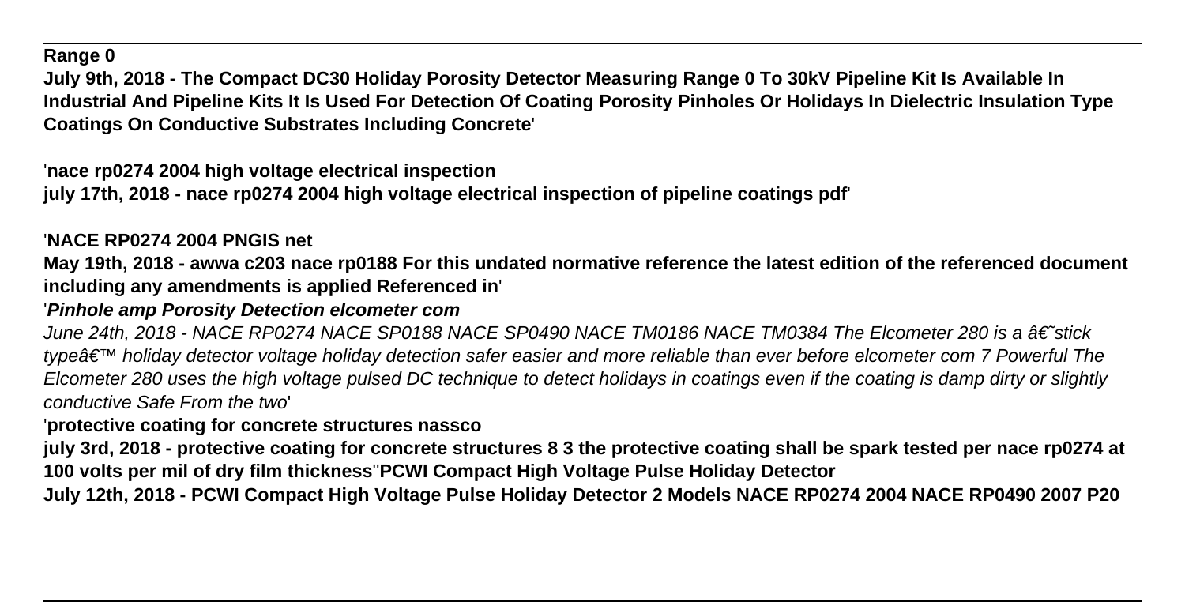**Range 0**

**July 9th, 2018 - The Compact DC30 Holiday Porosity Detector Measuring Range 0 To 30kV Pipeline Kit Is Available In Industrial And Pipeline Kits It Is Used For Detection Of Coating Porosity Pinholes Or Holidays In Dielectric Insulation Type Coatings On Conductive Substrates Including Concrete**'

'**nace rp0274 2004 high voltage electrical inspection**
**july 17th, 2018 - nace rp0274 2004 high voltage electrical inspection of pipeline coatings pdf**'

'**NACE RP0274 2004 PNGIS net**
**May 19th, 2018 - awwa c203 nace rp0188 For this undated normative reference the latest edition of the referenced document including any amendments is applied Referenced in**'

'***Pinhole amp Porosity Detection elcometer com***
*June 24th, 2018 - NACE RP0274 NACE SP0188 NACE SP0490 NACE TM0186 NACE TM0384 The Elcometer 280 is a â€˜stick typeâ€™ holiday detector voltage holiday detection safer easier and more reliable than ever before elcometer com 7 Powerful The Elcometer 280 uses the high voltage pulsed DC technique to detect holidays in coatings even if the coating is damp dirty or slightly conductive Safe From the two*'

'**protective coating for concrete structures nassco**
**july 3rd, 2018 - protective coating for concrete structures 8 3 the protective coating shall be spark tested per nace rp0274 at 100 volts per mil of dry film thickness**''**PCWI Compact High Voltage Pulse Holiday Detector**
**July 12th, 2018 - PCWI Compact High Voltage Pulse Holiday Detector 2 Models NACE RP0274 2004 NACE RP0490 2007 P20**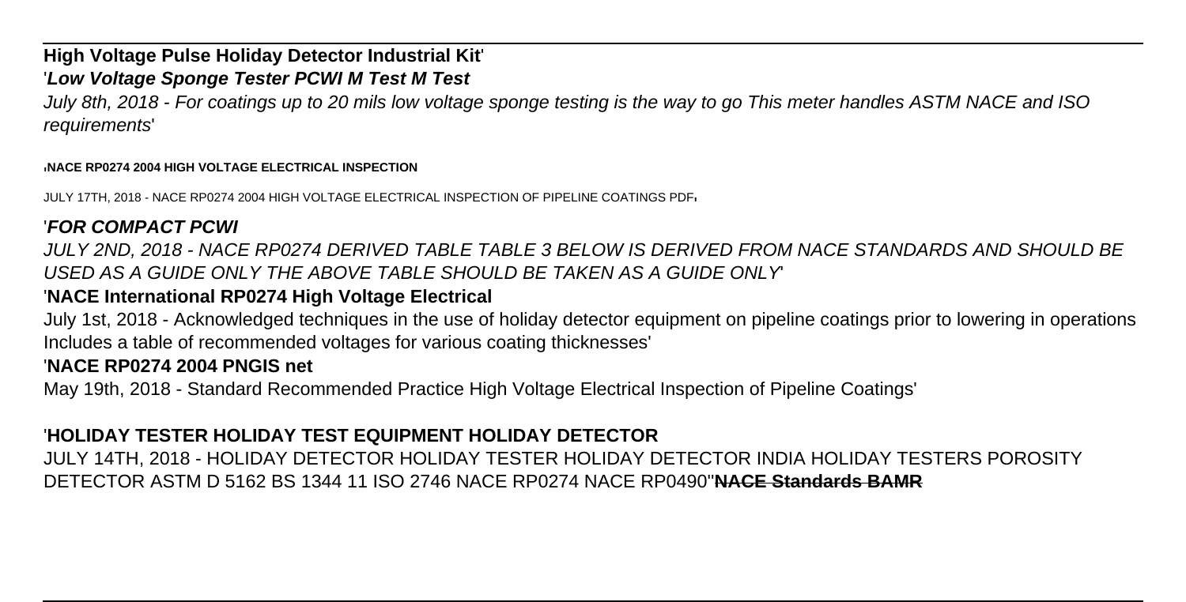**High Voltage Pulse Holiday Detector Industrial Kit**'

'***Low Voltage Sponge Tester PCWI M Test M Test***

*July 8th, 2018 - For coatings up to 20 mils low voltage sponge testing is the way to go This meter handles ASTM NACE and ISO requirements*'

'**NACE RP0274 2004 HIGH VOLTAGE ELECTRICAL INSPECTION**

JULY 17TH, 2018 - NACE RP0274 2004 HIGH VOLTAGE ELECTRICAL INSPECTION OF PIPELINE COATINGS PDF'

'***FOR COMPACT PCWI***

*JULY 2ND, 2018 - NACE RP0274 DERIVED TABLE TABLE 3 BELOW IS DERIVED FROM NACE STANDARDS AND SHOULD BE USED AS A GUIDE ONLY THE ABOVE TABLE SHOULD BE TAKEN AS A GUIDE ONLY*'

'**NACE International RP0274 High Voltage Electrical**

July 1st, 2018 - Acknowledged techniques in the use of holiday detector equipment on pipeline coatings prior to lowering in operations Includes a table of recommended voltages for various coating thicknesses'

'**NACE RP0274 2004 PNGIS net**

May 19th, 2018 - Standard Recommended Practice High Voltage Electrical Inspection of Pipeline Coatings'

'**HOLIDAY TESTER HOLIDAY TEST EQUIPMENT HOLIDAY DETECTOR**

JULY 14TH, 2018 - HOLIDAY DETECTOR HOLIDAY TESTER HOLIDAY DETECTOR INDIA HOLIDAY TESTERS POROSITY DETECTOR ASTM D 5162 BS 1344 11 ISO 2746 NACE RP0274 NACE RP0490''**NACE Standards BAMR**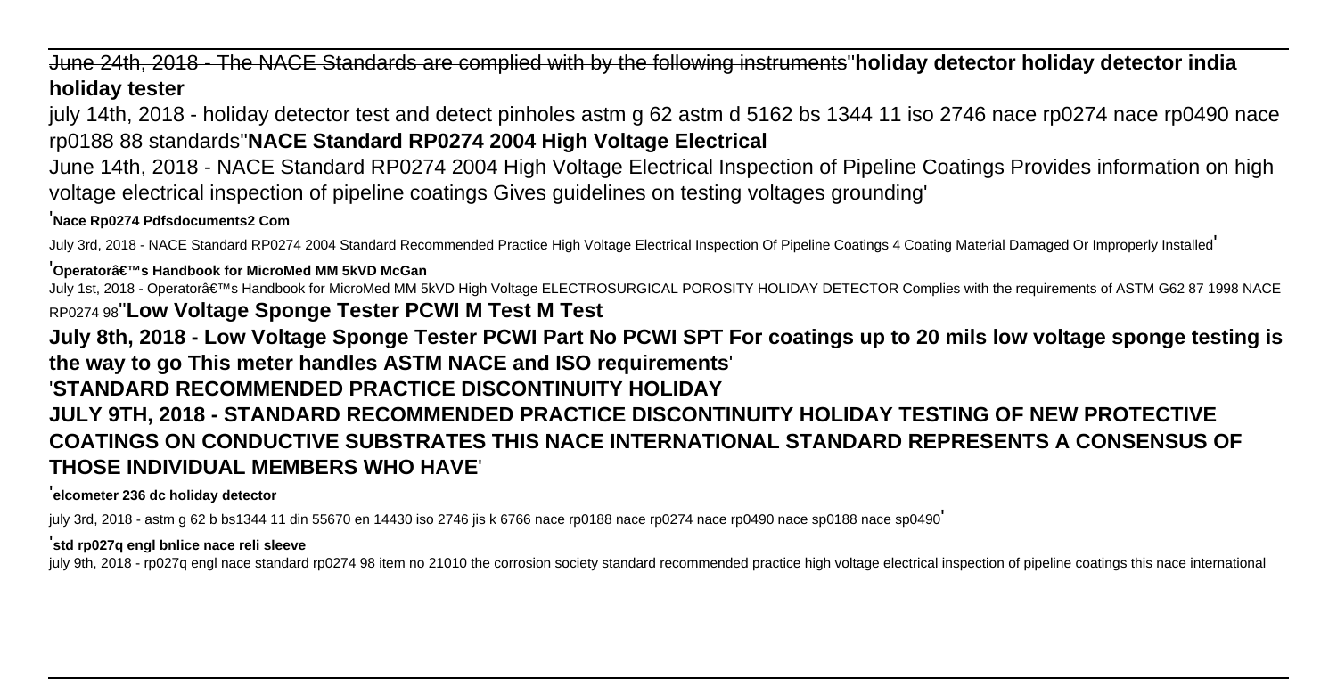June 24th, 2018 - The NACE Standards are complied with by the following instruments''**holiday detector holiday detector india holiday tester**

july 14th, 2018 - holiday detector test and detect pinholes astm g 62 astm d 5162 bs 1344 11 iso 2746 nace rp0274 nace rp0490 nace rp0188 88 standards''**NACE Standard RP0274 2004 High Voltage Electrical**

June 14th, 2018 - NACE Standard RP0274 2004 High Voltage Electrical Inspection of Pipeline Coatings Provides information on high voltage electrical inspection of pipeline coatings Gives guidelines on testing voltages grounding'

'**Nace Rp0274 Pdfsdocuments2 Com**

July 3rd, 2018 - NACE Standard RP0274 2004 Standard Recommended Practice High Voltage Electrical Inspection Of Pipeline Coatings 4 Coating Material Damaged Or Improperly Installed'

'**Operatorâ€™s Handbook for MicroMed MM 5kVD McGan**

July 1st, 2018 - Operatorâ€™s Handbook for MicroMed MM 5kVD High Voltage ELECTROSURGICAL POROSITY HOLIDAY DETECTOR Complies with the requirements of ASTM G62 87 1998 NACE RP0274 98''**Low Voltage Sponge Tester PCWI M Test M Test**

**July 8th, 2018 - Low Voltage Sponge Tester PCWI Part No PCWI SPT For coatings up to 20 mils low voltage sponge testing is the way to go This meter handles ASTM NACE and ISO requirements**'

'**STANDARD RECOMMENDED PRACTICE DISCONTINUITY HOLIDAY**

**JULY 9TH, 2018 - STANDARD RECOMMENDED PRACTICE DISCONTINUITY HOLIDAY TESTING OF NEW PROTECTIVE COATINGS ON CONDUCTIVE SUBSTRATES THIS NACE INTERNATIONAL STANDARD REPRESENTS A CONSENSUS OF THOSE INDIVIDUAL MEMBERS WHO HAVE**'

'**elcometer 236 dc holiday detector**

july 3rd, 2018 - astm g 62 b bs1344 11 din 55670 en 14430 iso 2746 jis k 6766 nace rp0188 nace rp0274 nace rp0490 nace sp0188 nace sp0490'

'**std rp027q engl bnlice nace reli sleeve**

july 9th, 2018 - rp027q engl nace standard rp0274 98 item no 21010 the corrosion society standard recommended practice high voltage electrical inspection of pipeline coatings this nace international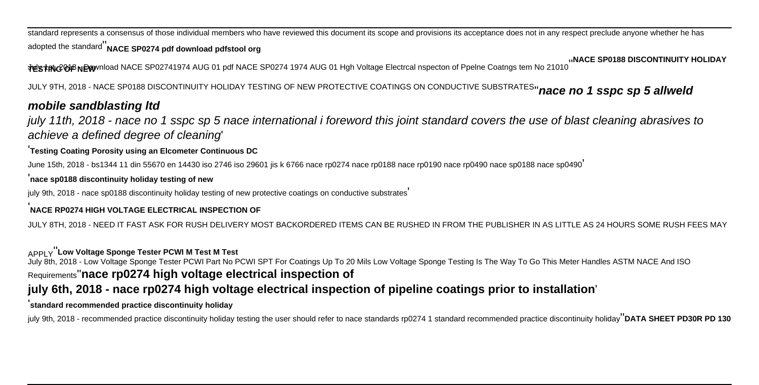standard represents a consensus of those individual members who have reviewed this document its scope and provisions its acceptance does not in any respect preclude anyone whether he has adopted the standard''**NACE SP0274 pdf download pdfstool org**

July 1st, 2018 - Download NACE SP02741974 AUG 01 pdf NACE SP0274 1974 AUG 01 Hgh Voltage Electrcal nspecton of Ppelne Coatngs tem No 21010''**NACE SP0188 DISCONTINUITY HOLIDAY TESTING OF NEW**

JULY 9TH, 2018 - NACE SP0188 DISCONTINUITY HOLIDAY TESTING OF NEW PROTECTIVE COATINGS ON CONDUCTIVE SUBSTRATES''***nace no 1 sspc sp 5 allweld mobile sandblasting ltd***

*july 11th, 2018 - nace no 1 sspc sp 5 nace international i foreword this joint standard covers the use of blast cleaning abrasives to achieve a defined degree of cleaning*'

'**Testing Coating Porosity using an Elcometer Continuous DC**

June 15th, 2018 - bs1344 11 din 55670 en 14430 iso 2746 iso 29601 jis k 6766 nace rp0274 nace rp0188 nace rp0190 nace rp0490 nace sp0188 nace sp0490'

'**nace sp0188 discontinuity holiday testing of new**

july 9th, 2018 - nace sp0188 discontinuity holiday testing of new protective coatings on conductive substrates'

'**NACE RP0274 HIGH VOLTAGE ELECTRICAL INSPECTION OF**

JULY 8TH, 2018 - NEED IT FAST ASK FOR RUSH DELIVERY MOST BACKORDERED ITEMS CAN BE RUSHED IN FROM THE PUBLISHER IN AS LITTLE AS 24 HOURS SOME RUSH FEES MAY APPLY''**Low Voltage Sponge Tester PCWI M Test M Test**

July 8th, 2018 - Low Voltage Sponge Tester PCWI Part No PCWI SPT For Coatings Up To 20 Mils Low Voltage Sponge Testing Is The Way To Go This Meter Handles ASTM NACE And ISO Requirements''**nace rp0274 high voltage electrical inspection of**

**july 6th, 2018 - nace rp0274 high voltage electrical inspection of pipeline coatings prior to installation**'

'**standard recommended practice discontinuity holiday**

july 9th, 2018 - recommended practice discontinuity holiday testing the user should refer to nace standards rp0274 1 standard recommended practice discontinuity holiday''**DATA SHEET PD30R PD 130**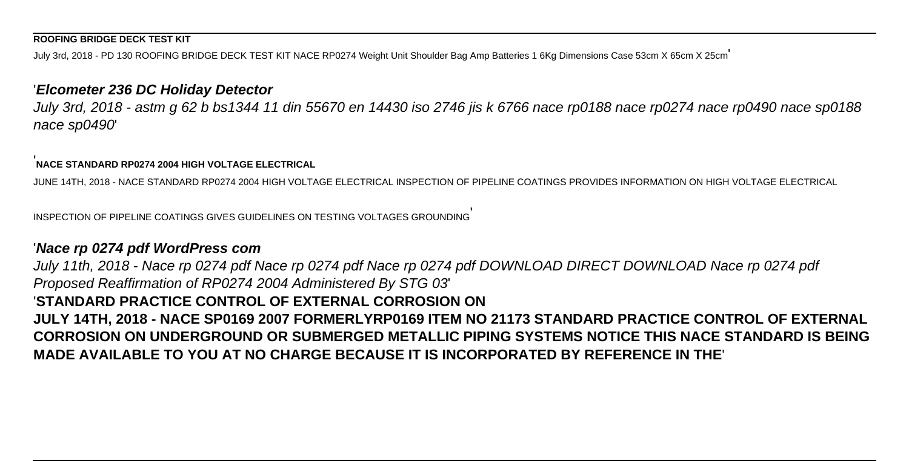**ROOFING BRIDGE DECK TEST KIT**

July 3rd, 2018 - PD 130 ROOFING BRIDGE DECK TEST KIT NACE RP0274 Weight Unit Shoulder Bag Amp Batteries 1 6Kg Dimensions Case 53cm X 65cm X 25cm'

'***Elcometer 236 DC Holiday Detector***

*July 3rd, 2018 - astm g 62 b bs1344 11 din 55670 en 14430 iso 2746 jis k 6766 nace rp0188 nace rp0274 nace rp0490 nace sp0188 nace sp0490*'

'**NACE STANDARD RP0274 2004 HIGH VOLTAGE ELECTRICAL**

JUNE 14TH, 2018 - NACE STANDARD RP0274 2004 HIGH VOLTAGE ELECTRICAL INSPECTION OF PIPELINE COATINGS PROVIDES INFORMATION ON HIGH VOLTAGE ELECTRICAL INSPECTION OF PIPELINE COATINGS GIVES GUIDELINES ON TESTING VOLTAGES GROUNDING'

'***Nace rp 0274 pdf WordPress com***

*July 11th, 2018 - Nace rp 0274 pdf Nace rp 0274 pdf Nace rp 0274 pdf DOWNLOAD DIRECT DOWNLOAD Nace rp 0274 pdf Proposed Reaffirmation of RP0274 2004 Administered By STG 03*'

'**STANDARD PRACTICE CONTROL OF EXTERNAL CORROSION ON**

**JULY 14TH, 2018 - NACE SP0169 2007 FORMERLYRP0169 ITEM NO 21173 STANDARD PRACTICE CONTROL OF EXTERNAL CORROSION ON UNDERGROUND OR SUBMERGED METALLIC PIPING SYSTEMS NOTICE THIS NACE STANDARD IS BEING MADE AVAILABLE TO YOU AT NO CHARGE BECAUSE IT IS INCORPORATED BY REFERENCE IN THE**'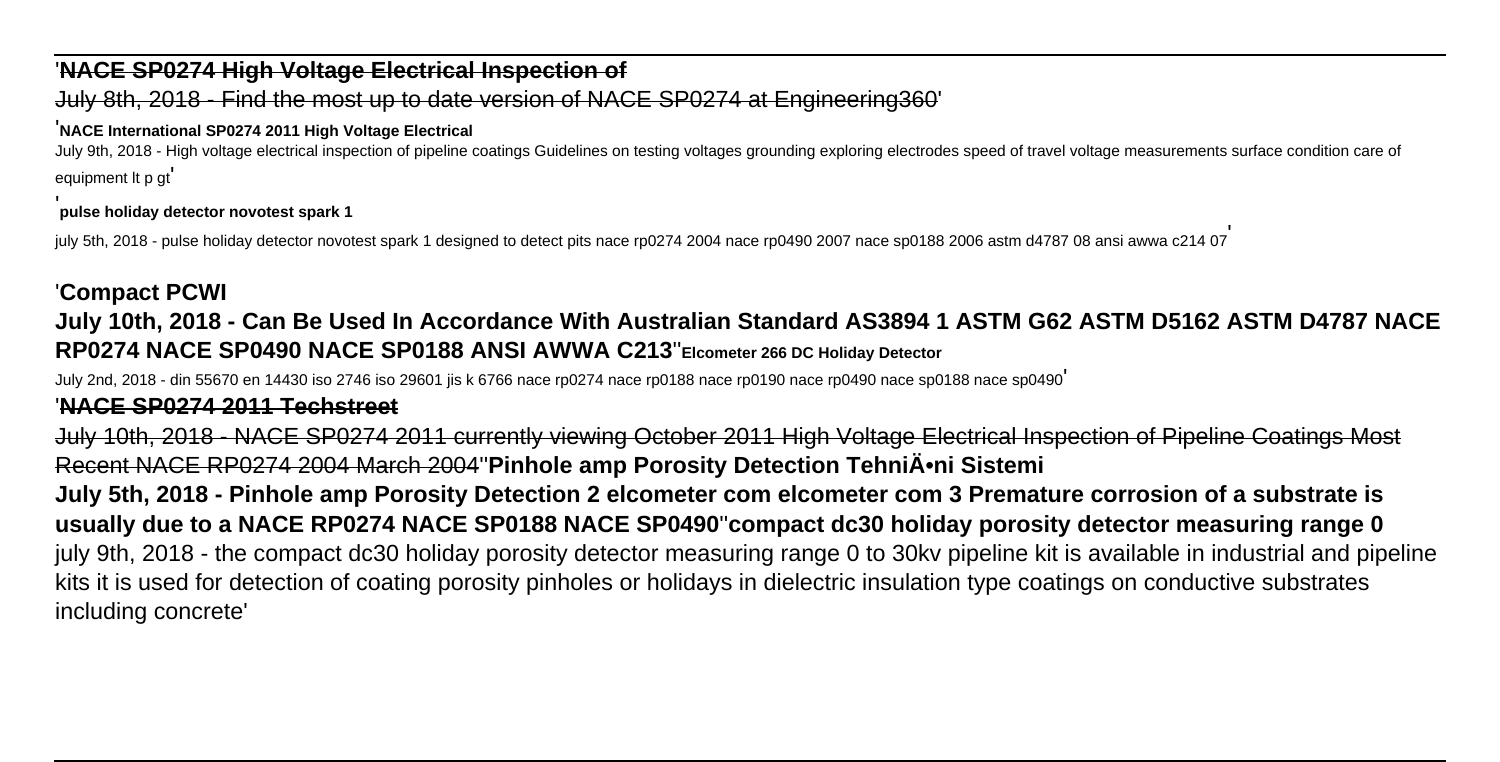'**NACE SP0274 High Voltage Electrical Inspection of**

July 8th, 2018 - Find the most up to date version of NACE SP0274 at Engineering360'

'**NACE International SP0274 2011 High Voltage Electrical**

July 9th, 2018 - High voltage electrical inspection of pipeline coatings Guidelines on testing voltages grounding exploring electrodes speed of travel voltage measurements surface condition care of equipment lt p gt'

'**pulse holiday detector novotest spark 1**

july 5th, 2018 - pulse holiday detector novotest spark 1 designed to detect pits nace rp0274 2004 nace rp0490 2007 nace sp0188 2006 astm d4787 08 ansi awwa c214 07'

'**Compact PCWI**

**July 10th, 2018 - Can Be Used In Accordance With Australian Standard AS3894 1 ASTM G62 ASTM D5162 ASTM D4787 NACE RP0274 NACE SP0490 NACE SP0188 ANSI AWWA C213**''**Elcometer 266 DC Holiday Detector**

July 2nd, 2018 - din 55670 en 14430 iso 2746 iso 29601 jis k 6766 nace rp0274 nace rp0188 nace rp0190 nace rp0490 nace sp0188 nace sp0490'

'**NACE SP0274 2011 Techstreet**

July 10th, 2018 - NACE SP0274 2011 currently viewing October 2011 High Voltage Electrical Inspection of Pipeline Coatings Most Recent NACE RP0274 2004 March 2004''**Pinhole amp Porosity Detection TehniÄ•ni Sistemi**

**July 5th, 2018 - Pinhole amp Porosity Detection 2 elcometer com elcometer com 3 Premature corrosion of a substrate is usually due to a NACE RP0274 NACE SP0188 NACE SP0490**''**compact dc30 holiday porosity detector measuring range 0**

july 9th, 2018 - the compact dc30 holiday porosity detector measuring range 0 to 30kv pipeline kit is available in industrial and pipeline kits it is used for detection of coating porosity pinholes or holidays in dielectric insulation type coatings on conductive substrates including concrete'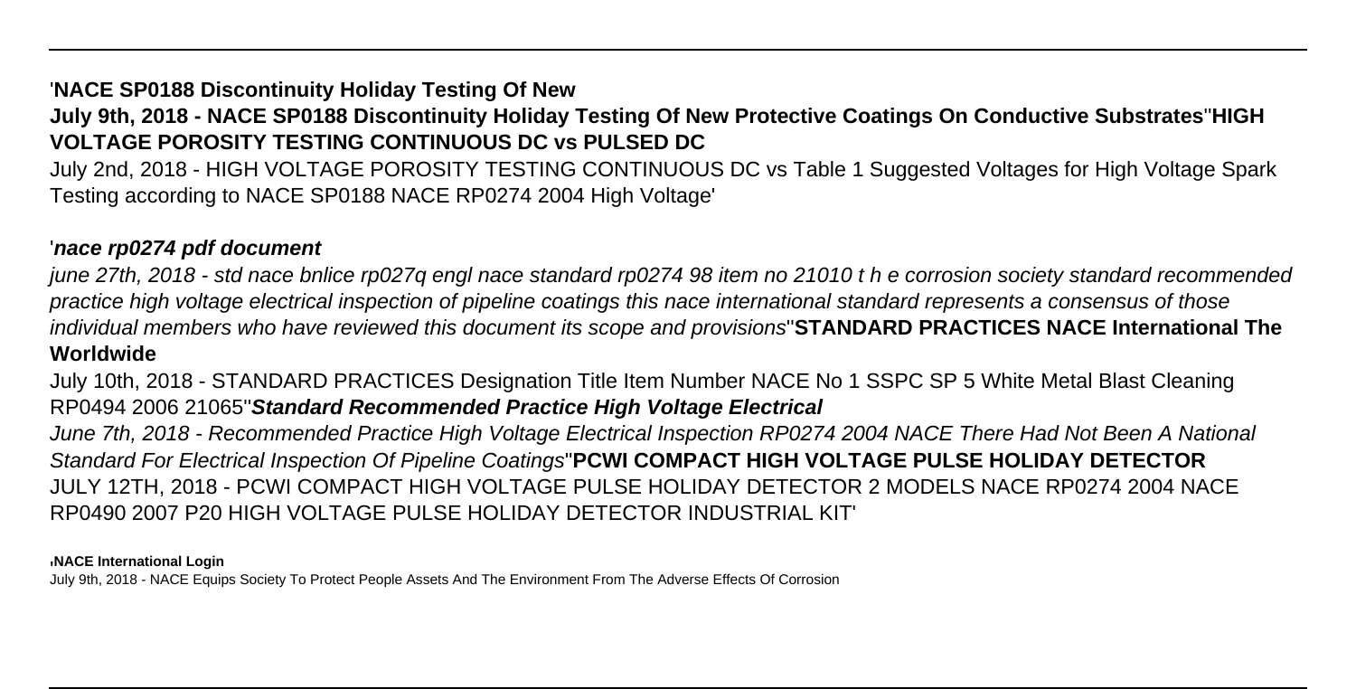'**NACE SP0188 Discontinuity Holiday Testing Of New**
**July 9th, 2018 - NACE SP0188 Discontinuity Holiday Testing Of New Protective Coatings On Conductive Substrates**''**HIGH VOLTAGE POROSITY TESTING CONTINUOUS DC vs PULSED DC**

July 2nd, 2018 - HIGH VOLTAGE POROSITY TESTING CONTINUOUS DC vs Table 1 Suggested Voltages for High Voltage Spark Testing according to NACE SP0188 NACE RP0274 2004 High Voltage'

'***nace rp0274 pdf document***

*june 27th, 2018 - std nace bnlice rp027q engl nace standard rp0274 98 item no 21010 t h e corrosion society standard recommended practice high voltage electrical inspection of pipeline coatings this nace international standard represents a consensus of those individual members who have reviewed this document its scope and provisions*''**STANDARD PRACTICES NACE International The Worldwide**

July 10th, 2018 - STANDARD PRACTICES Designation Title Item Number NACE No 1 SSPC SP 5 White Metal Blast Cleaning RP0494 2006 21065''***Standard Recommended Practice High Voltage Electrical***

*June 7th, 2018 - Recommended Practice High Voltage Electrical Inspection RP0274 2004 NACE There Had Not Been A National Standard For Electrical Inspection Of Pipeline Coatings*''**PCWI COMPACT HIGH VOLTAGE PULSE HOLIDAY DETECTOR**
JULY 12TH, 2018 - PCWI COMPACT HIGH VOLTAGE PULSE HOLIDAY DETECTOR 2 MODELS NACE RP0274 2004 NACE RP0490 2007 P20 HIGH VOLTAGE PULSE HOLIDAY DETECTOR INDUSTRIAL KIT'

'**NACE International Login**
July 9th, 2018 - NACE Equips Society To Protect People Assets And The Environment From The Adverse Effects Of Corrosion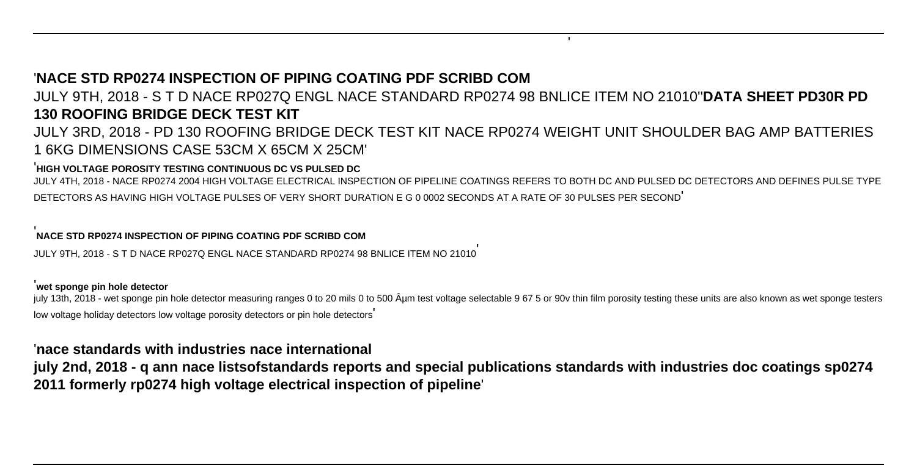'**NACE STD RP0274 INSPECTION OF PIPING COATING PDF SCRIBD COM**

JULY 9TH, 2018 - S T D NACE RP027Q ENGL NACE STANDARD RP0274 98 BNLICE ITEM NO 21010''**DATA SHEET PD30R PD 130 ROOFING BRIDGE DECK TEST KIT**

JULY 3RD, 2018 - PD 130 ROOFING BRIDGE DECK TEST KIT NACE RP0274 WEIGHT UNIT SHOULDER BAG AMP BATTERIES 1 6KG DIMENSIONS CASE 53CM X 65CM X 25CM'

'**HIGH VOLTAGE POROSITY TESTING CONTINUOUS DC VS PULSED DC**

JULY 4TH, 2018 - NACE RP0274 2004 HIGH VOLTAGE ELECTRICAL INSPECTION OF PIPELINE COATINGS REFERS TO BOTH DC AND PULSED DC DETECTORS AND DEFINES PULSE TYPE DETECTORS AS HAVING HIGH VOLTAGE PULSES OF VERY SHORT DURATION E G 0 0002 SECONDS AT A RATE OF 30 PULSES PER SECOND'

'**NACE STD RP0274 INSPECTION OF PIPING COATING PDF SCRIBD COM**

JULY 9TH, 2018 - S T D NACE RP027Q ENGL NACE STANDARD RP0274 98 BNLICE ITEM NO 21010'

'**wet sponge pin hole detector**

july 13th, 2018 - wet sponge pin hole detector measuring ranges 0 to 20 mils 0 to 500 Âµm test voltage selectable 9 67 5 or 90v thin film porosity testing these units are also known as wet sponge testers low voltage holiday detectors low voltage porosity detectors or pin hole detectors'

'**nace standards with industries nace international**

**july 2nd, 2018 - q ann nace listsofstandards reports and special publications standards with industries doc coatings sp0274 2011 formerly rp0274 high voltage electrical inspection of pipeline**'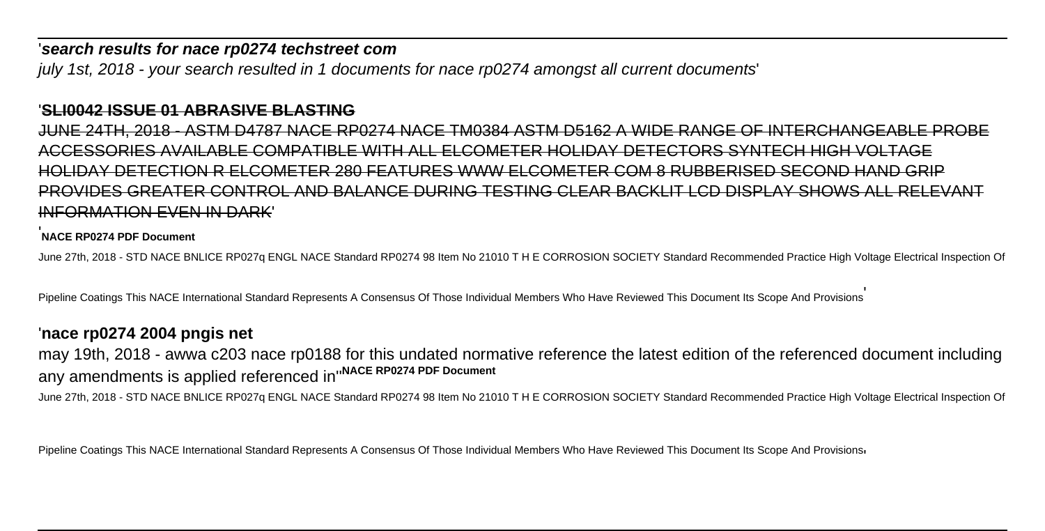'**search results for nace rp0274 techstreet com**

*july 1st, 2018 - your search resulted in 1 documents for nace rp0274 amongst all current documents*'

'**SLI0042 ISSUE 01 ABRASIVE BLASTING**

JUNE 24TH, 2018 - ASTM D4787 NACE RP0274 NACE TM0384 ASTM D5162 A WIDE RANGE OF INTERCHANGEABLE PROBE ACCESSORIES AVAILABLE COMPATIBLE WITH ALL ELCOMETER HOLIDAY DETECTORS SYNTECH HIGH VOLTAGE HOLIDAY DETECTION R ELCOMETER 280 FEATURES WWW ELCOMETER COM 8 RUBBERISED SECOND HAND GRIP PROVIDES GREATER CONTROL AND BALANCE DURING TESTING CLEAR BACKLIT LCD DISPLAY SHOWS ALL RELEVANT INFORMATION EVEN IN DARK'

'**NACE RP0274 PDF Document**

June 27th, 2018 - STD NACE BNLICE RP027q ENGL NACE Standard RP0274 98 Item No 21010 T H E CORROSION SOCIETY Standard Recommended Practice High Voltage Electrical Inspection Of Pipeline Coatings This NACE International Standard Represents A Consensus Of Those Individual Members Who Have Reviewed This Document Its Scope And Provisions'

'**nace rp0274 2004 pngis net**

may 19th, 2018 - awwa c203 nace rp0188 for this undated normative reference the latest edition of the referenced document including any amendments is applied referenced in''**NACE RP0274 PDF Document**

June 27th, 2018 - STD NACE BNLICE RP027q ENGL NACE Standard RP0274 98 Item No 21010 T H E CORROSION SOCIETY Standard Recommended Practice High Voltage Electrical Inspection Of Pipeline Coatings This NACE International Standard Represents A Consensus Of Those Individual Members Who Have Reviewed This Document Its Scope And Provisions'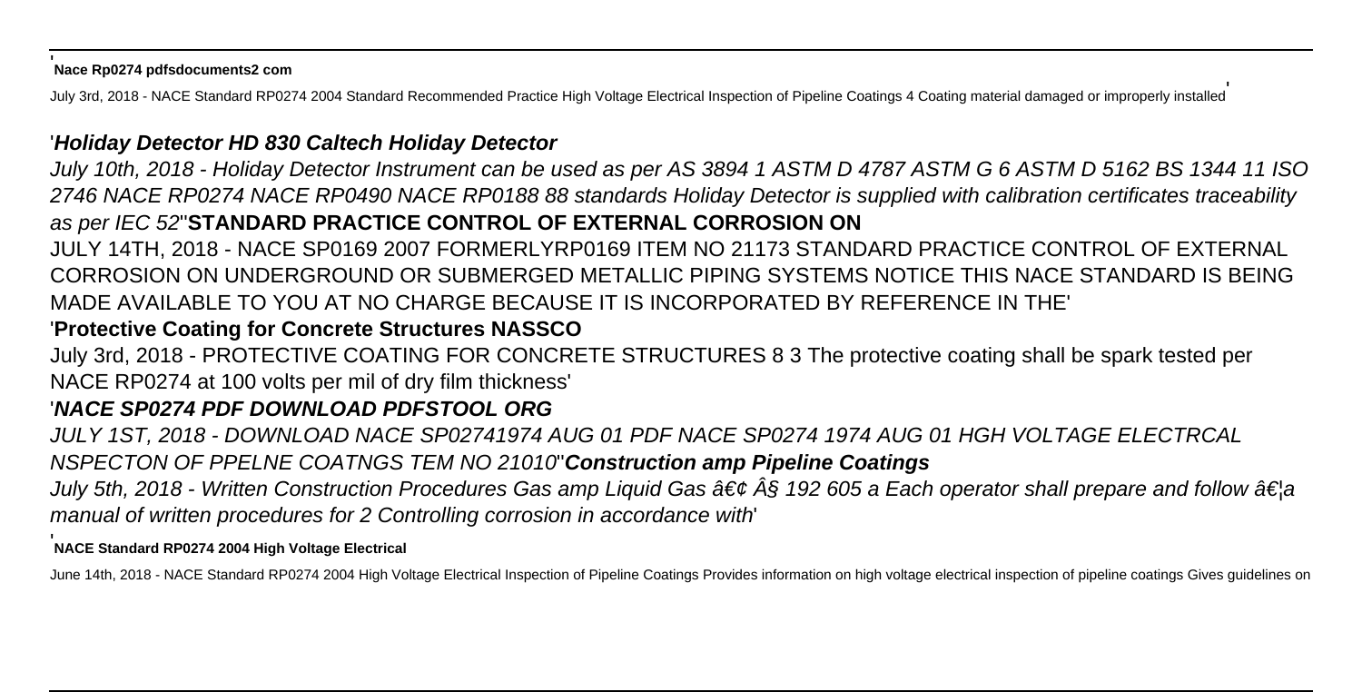'**Nace Rp0274 pdfsdocuments2 com**

July 3rd, 2018 - NACE Standard RP0274 2004 Standard Recommended Practice High Voltage Electrical Inspection of Pipeline Coatings 4 Coating material damaged or improperly installed'

'***Holiday Detector HD 830 Caltech Holiday Detector***

*July 10th, 2018 - Holiday Detector Instrument can be used as per AS 3894 1 ASTM D 4787 ASTM G 6 ASTM D 5162 BS 1344 11 ISO 2746 NACE RP0274 NACE RP0490 NACE RP0188 88 standards Holiday Detector is supplied with calibration certificates traceability as per IEC 52*''**STANDARD PRACTICE CONTROL OF EXTERNAL CORROSION ON**

JULY 14TH, 2018 - NACE SP0169 2007 FORMERLYRP0169 ITEM NO 21173 STANDARD PRACTICE CONTROL OF EXTERNAL CORROSION ON UNDERGROUND OR SUBMERGED METALLIC PIPING SYSTEMS NOTICE THIS NACE STANDARD IS BEING MADE AVAILABLE TO YOU AT NO CHARGE BECAUSE IT IS INCORPORATED BY REFERENCE IN THE'

'**Protective Coating for Concrete Structures NASSCO**

July 3rd, 2018 - PROTECTIVE COATING FOR CONCRETE STRUCTURES 8 3 The protective coating shall be spark tested per NACE RP0274 at 100 volts per mil of dry film thickness'

'***NACE SP0274 PDF DOWNLOAD PDFSTOOL ORG***

*JULY 1ST, 2018 - DOWNLOAD NACE SP02741974 AUG 01 PDF NACE SP0274 1974 AUG 01 HGH VOLTAGE ELECTRCAL NSPECTON OF PPELNE COATNGS TEM NO 21010*''***Construction amp Pipeline Coatings***

*July 5th, 2018 - Written Construction Procedures Gas amp Liquid Gas â€¢ Â§ 192 605 a Each operator shall prepare and follow â€¦a manual of written procedures for 2 Controlling corrosion in accordance with*'

'**NACE Standard RP0274 2004 High Voltage Electrical**

June 14th, 2018 - NACE Standard RP0274 2004 High Voltage Electrical Inspection of Pipeline Coatings Provides information on high voltage electrical inspection of pipeline coatings Gives guidelines on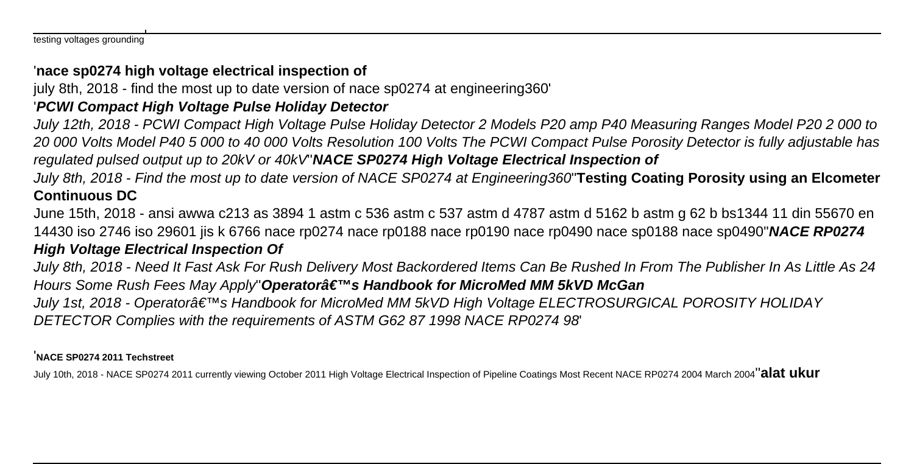testing voltages grounding'

'**nace sp0274 high voltage electrical inspection of**

july 8th, 2018 - find the most up to date version of nace sp0274 at engineering360'

'***PCWI Compact High Voltage Pulse Holiday Detector***

*July 12th, 2018 - PCWI Compact High Voltage Pulse Holiday Detector 2 Models P20 amp P40 Measuring Ranges Model P20 2 000 to 20 000 Volts Model P40 5 000 to 40 000 Volts Resolution 100 Volts The PCWI Compact Pulse Porosity Detector is fully adjustable has regulated pulsed output up to 20kV or 40kV*''***NACE SP0274 High Voltage Electrical Inspection of***

*July 8th, 2018 - Find the most up to date version of NACE SP0274 at Engineering360*''**Testing Coating Porosity using an Elcometer Continuous DC**

June 15th, 2018 - ansi awwa c213 as 3894 1 astm c 536 astm c 537 astm d 4787 astm d 5162 b astm g 62 b bs1344 11 din 55670 en 14430 iso 2746 iso 29601 jis k 6766 nace rp0274 nace rp0188 nace rp0190 nace rp0490 nace sp0188 nace sp0490''***NACE RP0274 High Voltage Electrical Inspection Of***

*July 8th, 2018 - Need It Fast Ask For Rush Delivery Most Backordered Items Can Be Rushed In From The Publisher In As Little As 24 Hours Some Rush Fees May Apply*''***Operatorâ€™s Handbook for MicroMed MM 5kVD McGan***

*July 1st, 2018 - Operatorâ€™s Handbook for MicroMed MM 5kVD High Voltage ELECTROSURGICAL POROSITY HOLIDAY DETECTOR Complies with the requirements of ASTM G62 87 1998 NACE RP0274 98*'

'**NACE SP0274 2011 Techstreet**

July 10th, 2018 - NACE SP0274 2011 currently viewing October 2011 High Voltage Electrical Inspection of Pipeline Coatings Most Recent NACE RP0274 2004 March 2004''**alat ukur**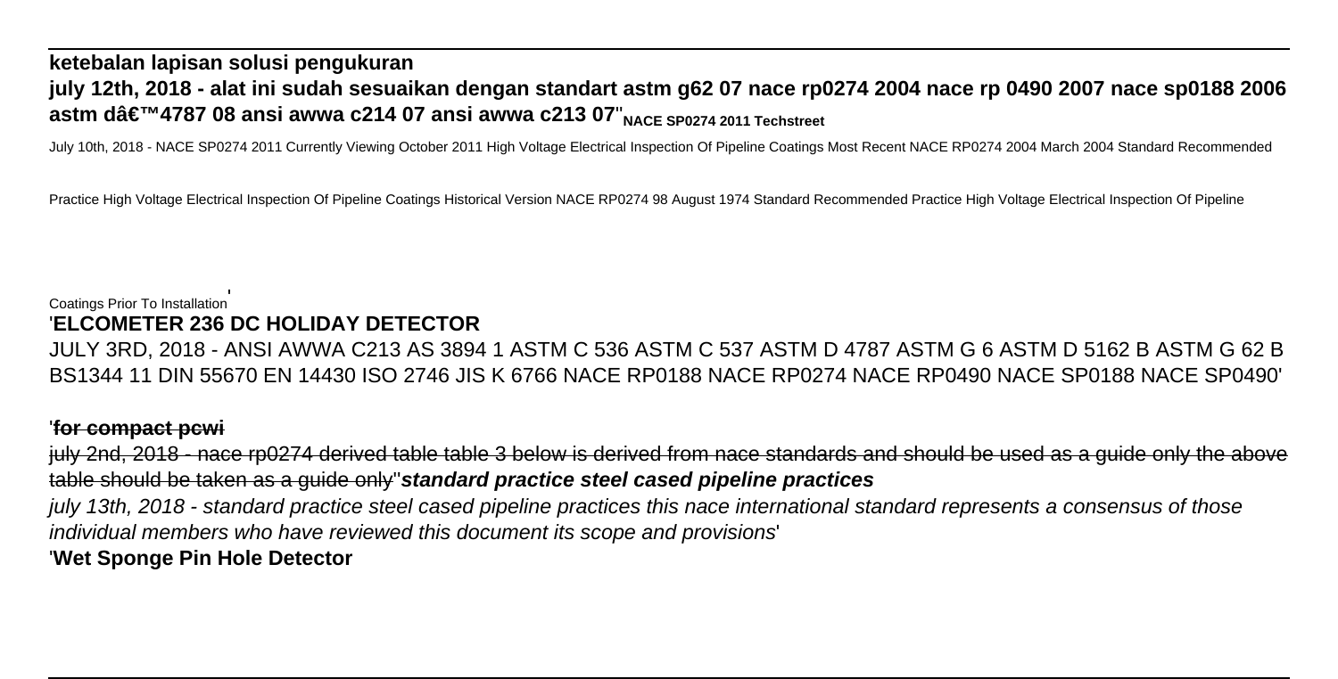**ketebalan lapisan solusi pengukuran**

**july 12th, 2018 - alat ini sudah sesuaikan dengan standart astm g62 07 nace rp0274 2004 nace rp 0490 2007 nace sp0188 2006 astm dâ€™4787 08 ansi awwa c214 07 ansi awwa c213 07**''**NACE SP0274 2011 Techstreet**

July 10th, 2018 - NACE SP0274 2011 Currently Viewing October 2011 High Voltage Electrical Inspection Of Pipeline Coatings Most Recent NACE RP0274 2004 March 2004 Standard Recommended Practice High Voltage Electrical Inspection Of Pipeline Coatings Historical Version NACE RP0274 98 August 1974 Standard Recommended Practice High Voltage Electrical Inspection Of Pipeline Coatings Prior To Installation'

'**ELCOMETER 236 DC HOLIDAY DETECTOR**

JULY 3RD, 2018 - ANSI AWWA C213 AS 3894 1 ASTM C 536 ASTM C 537 ASTM D 4787 ASTM G 6 ASTM D 5162 B ASTM G 62 B BS1344 11 DIN 55670 EN 14430 ISO 2746 JIS K 6766 NACE RP0188 NACE RP0274 NACE RP0490 NACE SP0188 NACE SP0490'

'**~~for compact pcwi~~**

~~july 2nd, 2018 - nace rp0274 derived table table 3 below is derived from nace standards and should be used as a guide only the above table should be taken as a guide only~~''***standard practice steel cased pipeline practices***

*july 13th, 2018 - standard practice steel cased pipeline practices this nace international standard represents a consensus of those individual members who have reviewed this document its scope and provisions*'

'**Wet Sponge Pin Hole Detector**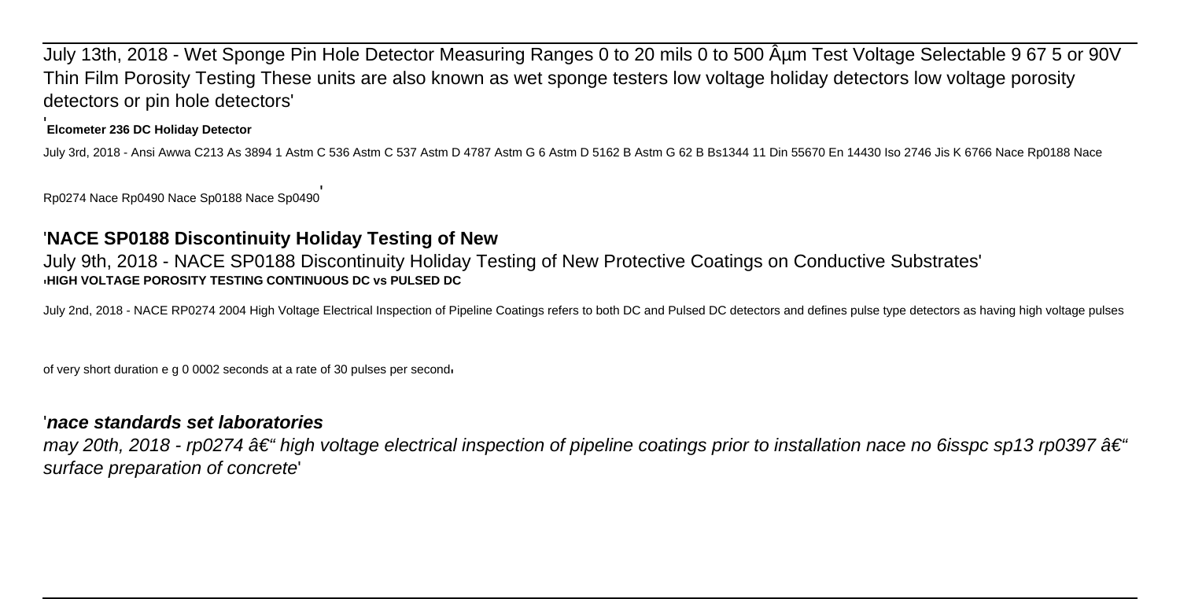July 13th, 2018 - Wet Sponge Pin Hole Detector Measuring Ranges 0 to 20 mils 0 to 500 Âµm Test Voltage Selectable 9 67 5 or 90V Thin Film Porosity Testing These units are also known as wet sponge testers low voltage holiday detectors low voltage porosity detectors or pin hole detectors'

'**Elcometer 236 DC Holiday Detector**

July 3rd, 2018 - Ansi Awwa C213 As 3894 1 Astm C 536 Astm C 537 Astm D 4787 Astm G 6 Astm D 5162 B Astm G 62 B Bs1344 11 Din 55670 En 14430 Iso 2746 Jis K 6766 Nace Rp0188 Nace Rp0274 Nace Rp0490 Nace Sp0188 Nace Sp0490'

## 'NACE SP0188 Discontinuity Holiday Testing of New

July 9th, 2018 - NACE SP0188 Discontinuity Holiday Testing of New Protective Coatings on Conductive Substrates'

'**HIGH VOLTAGE POROSITY TESTING CONTINUOUS DC vs PULSED DC**

July 2nd, 2018 - NACE RP0274 2004 High Voltage Electrical Inspection of Pipeline Coatings refers to both DC and Pulsed DC detectors and defines pulse type detectors as having high voltage pulses of very short duration e g 0 0002 seconds at a rate of 30 pulses per second'

## '*nace standards set laboratories*

*may 20th, 2018 - rp0274 â€" high voltage electrical inspection of pipeline coatings prior to installation nace no 6isspc sp13 rp0397 â€" surface preparation of concrete'*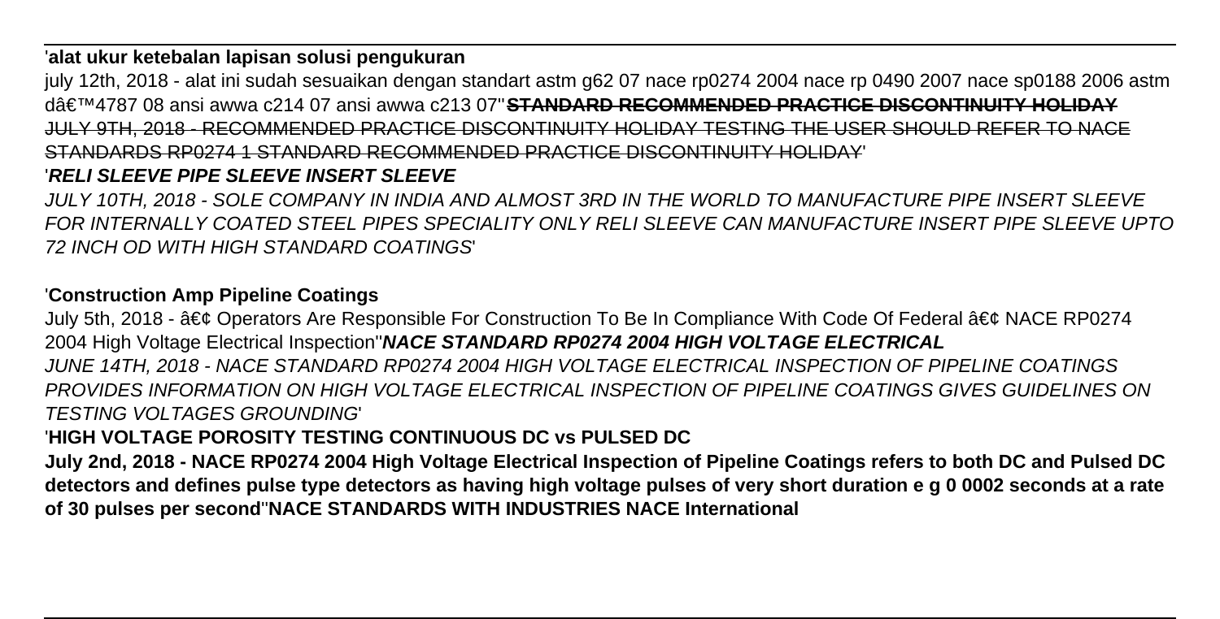'**alat ukur ketebalan lapisan solusi pengukuran**

july 12th, 2018 - alat ini sudah sesuaikan dengan standart astm g62 07 nace rp0274 2004 nace rp 0490 2007 nace sp0188 2006 astm dâ€™4787 08 ansi awwa c214 07 ansi awwa c213 07''**STANDARD RECOMMENDED PRACTICE DISCONTINUITY HOLIDAY**

JULY 9TH, 2018 - RECOMMENDED PRACTICE DISCONTINUITY HOLIDAY TESTING THE USER SHOULD REFER TO NACE STANDARDS RP0274 1 STANDARD RECOMMENDED PRACTICE DISCONTINUITY HOLIDAY'

'***RELI SLEEVE PIPE SLEEVE INSERT SLEEVE***

*JULY 10TH, 2018 - SOLE COMPANY IN INDIA AND ALMOST 3RD IN THE WORLD TO MANUFACTURE PIPE INSERT SLEEVE FOR INTERNALLY COATED STEEL PIPES SPECIALITY ONLY RELI SLEEVE CAN MANUFACTURE INSERT PIPE SLEEVE UPTO 72 INCH OD WITH HIGH STANDARD COATINGS*'

'**Construction Amp Pipeline Coatings**

July 5th, 2018 - â€¢ Operators Are Responsible For Construction To Be In Compliance With Code Of Federal â€¢ NACE RP0274 2004 High Voltage Electrical Inspection''***NACE STANDARD RP0274 2004 HIGH VOLTAGE ELECTRICAL***

*JUNE 14TH, 2018 - NACE STANDARD RP0274 2004 HIGH VOLTAGE ELECTRICAL INSPECTION OF PIPELINE COATINGS PROVIDES INFORMATION ON HIGH VOLTAGE ELECTRICAL INSPECTION OF PIPELINE COATINGS GIVES GUIDELINES ON TESTING VOLTAGES GROUNDING*'

'**HIGH VOLTAGE POROSITY TESTING CONTINUOUS DC vs PULSED DC**

**July 2nd, 2018 - NACE RP0274 2004 High Voltage Electrical Inspection of Pipeline Coatings refers to both DC and Pulsed DC detectors and defines pulse type detectors as having high voltage pulses of very short duration e g 0 0002 seconds at a rate of 30 pulses per second''NACE STANDARDS WITH INDUSTRIES NACE International**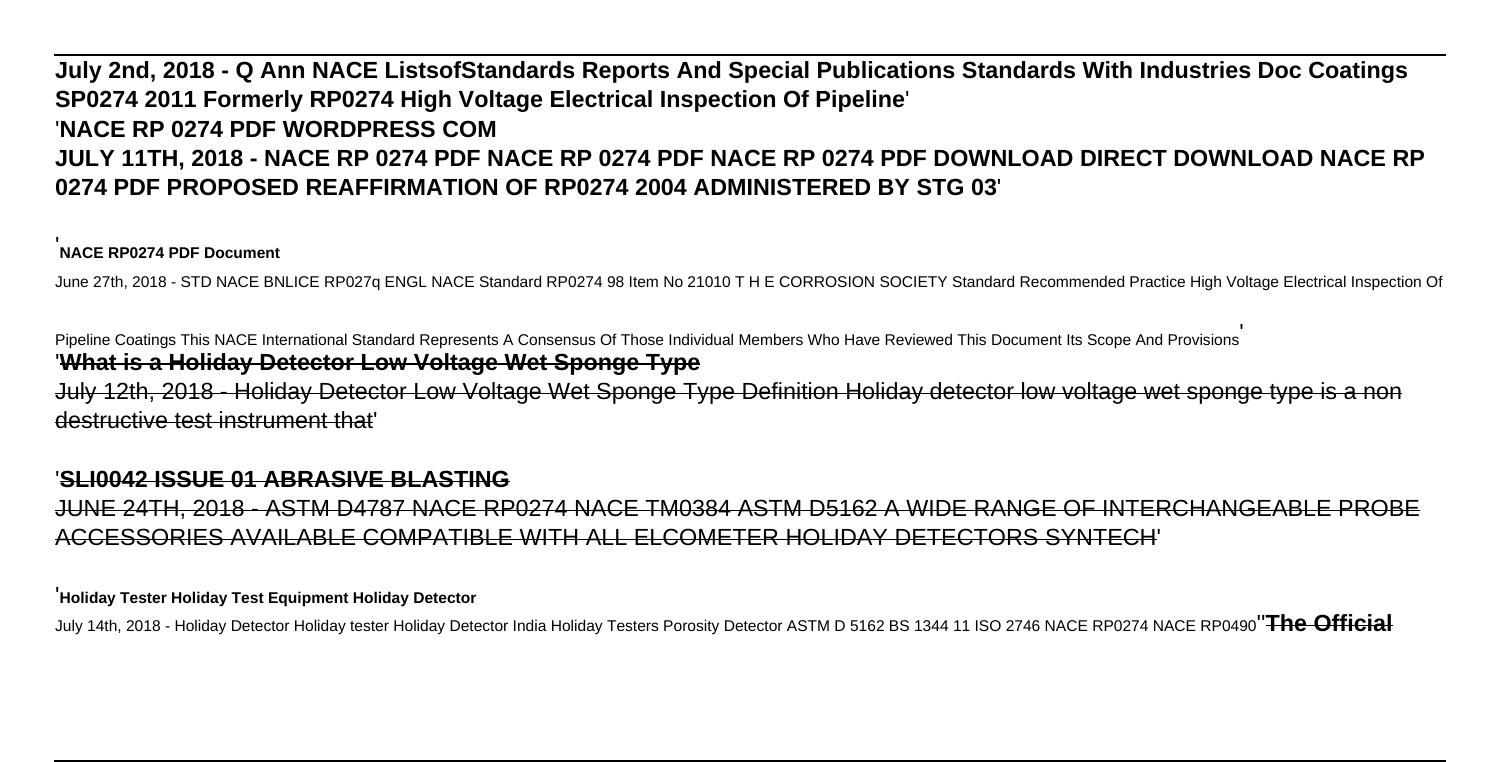**July 2nd, 2018 - Q Ann NACE ListsofStandards Reports And Special Publications Standards With Industries Doc Coatings SP0274 2011 Formerly RP0274 High Voltage Electrical Inspection Of Pipeline**'

'**NACE RP 0274 PDF WORDPRESS COM**

**JULY 11TH, 2018 - NACE RP 0274 PDF NACE RP 0274 PDF NACE RP 0274 PDF DOWNLOAD DIRECT DOWNLOAD NACE RP 0274 PDF PROPOSED REAFFIRMATION OF RP0274 2004 ADMINISTERED BY STG 03**'

'**NACE RP0274 PDF Document**

June 27th, 2018 - STD NACE BNLICE RP027q ENGL NACE Standard RP0274 98 Item No 21010 T H E CORROSION SOCIETY Standard Recommended Practice High Voltage Electrical Inspection Of Pipeline Coatings This NACE International Standard Represents A Consensus Of Those Individual Members Who Have Reviewed This Document Its Scope And Provisions'

'**What is a Holiday Detector Low Voltage Wet Sponge Type**

July 12th, 2018 - Holiday Detector Low Voltage Wet Sponge Type Definition Holiday detector low voltage wet sponge type is a non destructive test instrument that'

'**SLI0042 ISSUE 01 ABRASIVE BLASTING**

JUNE 24TH, 2018 - ASTM D4787 NACE RP0274 NACE TM0384 ASTM D5162 A WIDE RANGE OF INTERCHANGEABLE PROBE ACCESSORIES AVAILABLE COMPATIBLE WITH ALL ELCOMETER HOLIDAY DETECTORS SYNTECH'

'**Holiday Tester Holiday Test Equipment Holiday Detector**

July 14th, 2018 - Holiday Detector Holiday tester Holiday Detector India Holiday Testers Porosity Detector ASTM D 5162 BS 1344 11 ISO 2746 NACE RP0274 NACE RP0490''**The Official**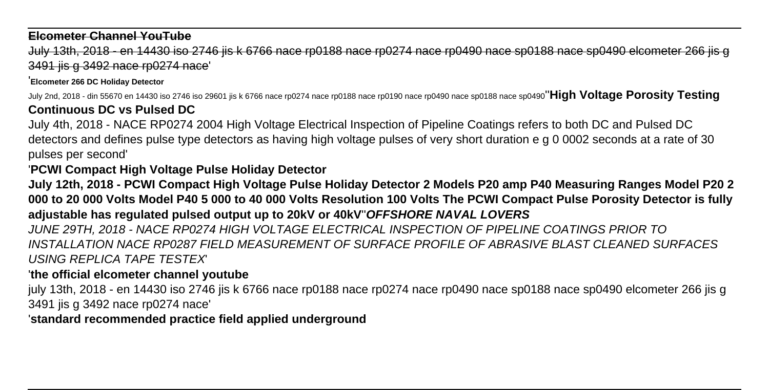**Elcometer Channel YouTube**

July 13th, 2018 - en 14430 iso 2746 jis k 6766 nace rp0188 nace rp0274 nace rp0490 nace sp0188 nace sp0490 elcometer 266 jis g 3491 jis g 3492 nace rp0274 nace'

'**Elcometer 266 DC Holiday Detector**

July 2nd, 2018 - din 55670 en 14430 iso 2746 iso 29601 jis k 6766 nace rp0274 nace rp0188 nace rp0190 nace rp0490 nace sp0188 nace sp0490''**High Voltage Porosity Testing Continuous DC vs Pulsed DC**

July 4th, 2018 - NACE RP0274 2004 High Voltage Electrical Inspection of Pipeline Coatings refers to both DC and Pulsed DC detectors and defines pulse type detectors as having high voltage pulses of very short duration e g 0 0002 seconds at a rate of 30 pulses per second'

'**PCWI Compact High Voltage Pulse Holiday Detector**

**July 12th, 2018 - PCWI Compact High Voltage Pulse Holiday Detector 2 Models P20 amp P40 Measuring Ranges Model P20 2 000 to 20 000 Volts Model P40 5 000 to 40 000 Volts Resolution 100 Volts The PCWI Compact Pulse Porosity Detector is fully adjustable has regulated pulsed output up to 20kV or 40kV''*OFFSHORE NAVAL LOVERS***

*JUNE 29TH, 2018 - NACE RP0274 HIGH VOLTAGE ELECTRICAL INSPECTION OF PIPELINE COATINGS PRIOR TO INSTALLATION NACE RP0287 FIELD MEASUREMENT OF SURFACE PROFILE OF ABRASIVE BLAST CLEANED SURFACES USING REPLICA TAPE TESTEX'*

'**the official elcometer channel youtube**

july 13th, 2018 - en 14430 iso 2746 jis k 6766 nace rp0188 nace rp0274 nace rp0490 nace sp0188 nace sp0490 elcometer 266 jis g 3491 jis g 3492 nace rp0274 nace'

'**standard recommended practice field applied underground**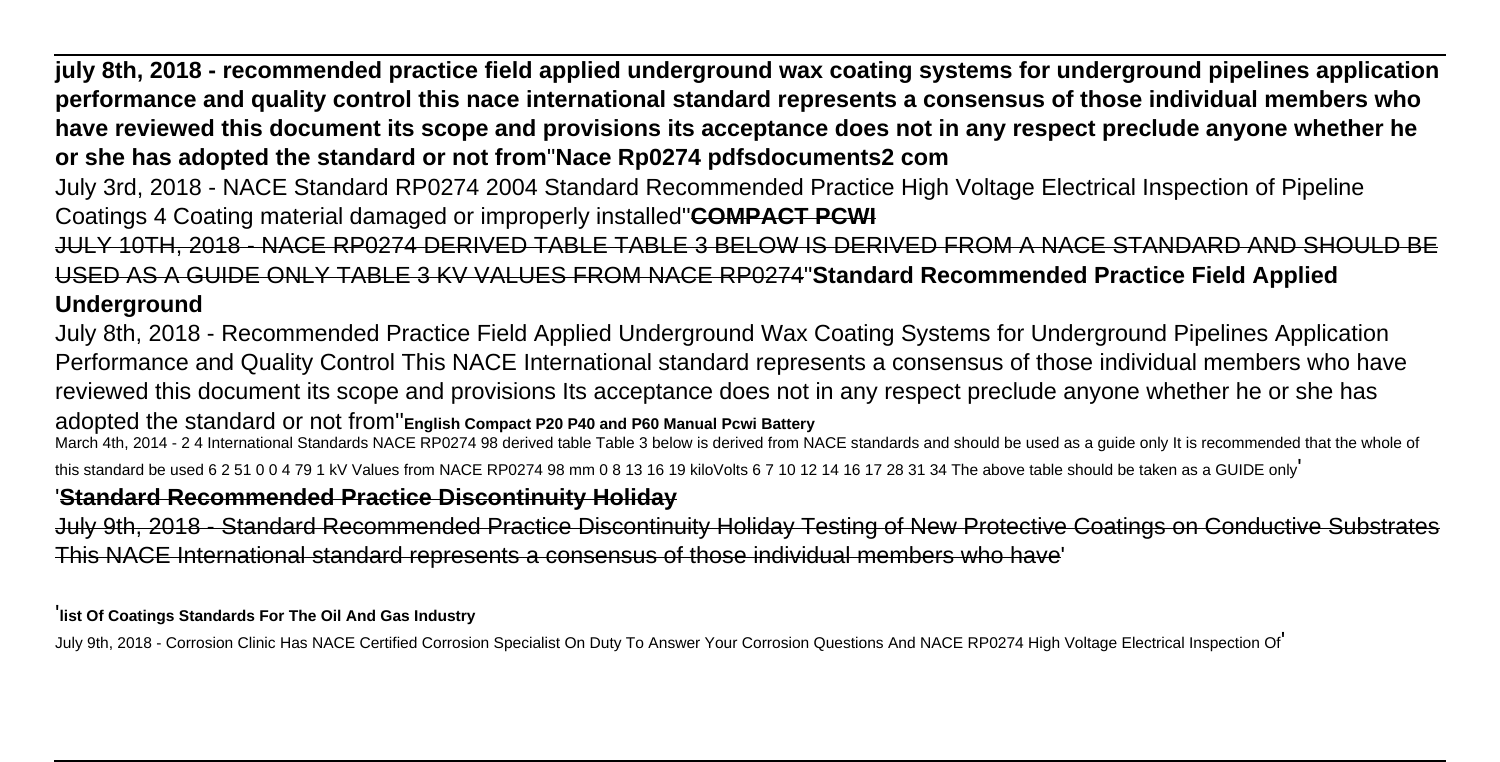**july 8th, 2018 - recommended practice field applied underground wax coating systems for underground pipelines application performance and quality control this nace international standard represents a consensus of those individual members who have reviewed this document its scope and provisions its acceptance does not in any respect preclude anyone whether he or she has adopted the standard or not from''Nace Rp0274 pdfsdocuments2 com**

July 3rd, 2018 - NACE Standard RP0274 2004 Standard Recommended Practice High Voltage Electrical Inspection of Pipeline Coatings 4 Coating material damaged or improperly installed''**COMPACT PCWI**

JULY 10TH, 2018 - NACE RP0274 DERIVED TABLE TABLE 3 BELOW IS DERIVED FROM A NACE STANDARD AND SHOULD BE USED AS A GUIDE ONLY TABLE 3 KV VALUES FROM NACE RP0274''**Standard Recommended Practice Field Applied Underground**

July 8th, 2018 - Recommended Practice Field Applied Underground Wax Coating Systems for Underground Pipelines Application Performance and Quality Control This NACE International standard represents a consensus of those individual members who have reviewed this document its scope and provisions Its acceptance does not in any respect preclude anyone whether he or she has adopted the standard or not from''**English Compact P20 P40 and P60 Manual Pcwi Battery**

March 4th, 2014 - 2 4 International Standards NACE RP0274 98 derived table Table 3 below is derived from NACE standards and should be used as a guide only It is recommended that the whole of this standard be used 6 2 51 0 0 4 79 1 kV Values from NACE RP0274 98 mm 0 8 13 16 19 kiloVolts 6 7 10 12 14 16 17 28 31 34 The above table should be taken as a GUIDE only'

'**Standard Recommended Practice Discontinuity Holiday**

July 9th, 2018 - Standard Recommended Practice Discontinuity Holiday Testing of New Protective Coatings on Conductive Substrates This NACE International standard represents a consensus of those individual members who have'

'**list Of Coatings Standards For The Oil And Gas Industry**

July 9th, 2018 - Corrosion Clinic Has NACE Certified Corrosion Specialist On Duty To Answer Your Corrosion Questions And NACE RP0274 High Voltage Electrical Inspection Of'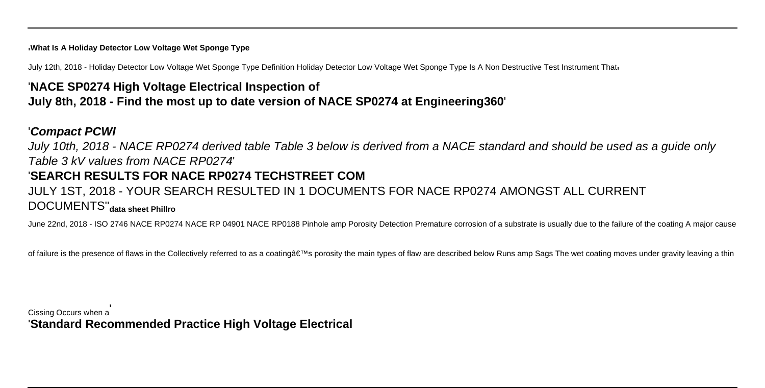'**What Is A Holiday Detector Low Voltage Wet Sponge Type**

July 12th, 2018 - Holiday Detector Low Voltage Wet Sponge Type Definition Holiday Detector Low Voltage Wet Sponge Type Is A Non Destructive Test Instrument That'

'**NACE SP0274 High Voltage Electrical Inspection of**
**July 8th, 2018 - Find the most up to date version of NACE SP0274 at Engineering360**'

'***Compact PCWI***

*July 10th, 2018 - NACE RP0274 derived table Table 3 below is derived from a NACE standard and should be used as a guide only Table 3 kV values from NACE RP0274*'

'**SEARCH RESULTS FOR NACE RP0274 TECHSTREET COM**

JULY 1ST, 2018 - YOUR SEARCH RESULTED IN 1 DOCUMENTS FOR NACE RP0274 AMONGST ALL CURRENT DOCUMENTS''**data sheet Phillro**

June 22nd, 2018 - ISO 2746 NACE RP0274 NACE RP 04901 NACE RP0188 Pinhole amp Porosity Detection Premature corrosion of a substrate is usually due to the failure of the coating A major cause of failure is the presence of flaws in the Collectively referred to as a coatingâ€™s porosity the main types of flaw are described below Runs amp Sags The wet coating moves under gravity leaving a thin Cissing Occurs when a'

'**Standard Recommended Practice High Voltage Electrical**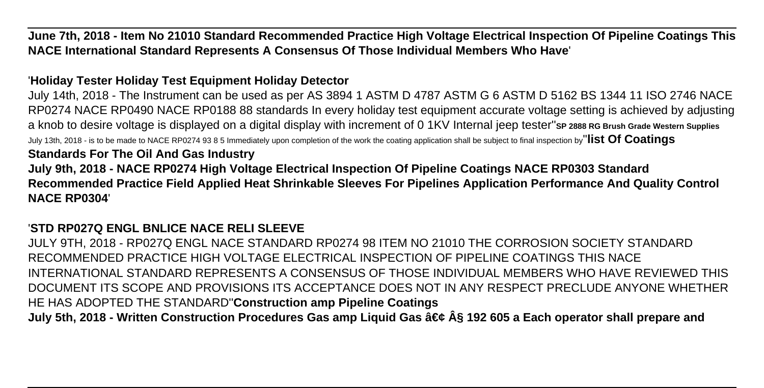**June 7th, 2018 - Item No 21010 Standard Recommended Practice High Voltage Electrical Inspection Of Pipeline Coatings This NACE International Standard Represents A Consensus Of Those Individual Members Who Have**'

'**Holiday Tester Holiday Test Equipment Holiday Detector**

July 14th, 2018 - The Instrument can be used as per AS 3894 1 ASTM D 4787 ASTM G 6 ASTM D 5162 BS 1344 11 ISO 2746 NACE RP0274 NACE RP0490 NACE RP0188 88 standards In every holiday test equipment accurate voltage setting is achieved by adjusting a knob to desire voltage is displayed on a digital display with increment of 0 1KV Internal jeep tester''**SP 2888 RG Brush Grade Western Supplies**

July 13th, 2018 - is to be made to NACE RP0274 93 8 5 Immediately upon completion of the work the coating application shall be subject to final inspection by''**list Of Coatings Standards For The Oil And Gas Industry**

**July 9th, 2018 - NACE RP0274 High Voltage Electrical Inspection Of Pipeline Coatings NACE RP0303 Standard Recommended Practice Field Applied Heat Shrinkable Sleeves For Pipelines Application Performance And Quality Control NACE RP0304**'

'**STD RP027Q ENGL BNLICE NACE RELI SLEEVE**

JULY 9TH, 2018 - RP027Q ENGL NACE STANDARD RP0274 98 ITEM NO 21010 THE CORROSION SOCIETY STANDARD RECOMMENDED PRACTICE HIGH VOLTAGE ELECTRICAL INSPECTION OF PIPELINE COATINGS THIS NACE INTERNATIONAL STANDARD REPRESENTS A CONSENSUS OF THOSE INDIVIDUAL MEMBERS WHO HAVE REVIEWED THIS DOCUMENT ITS SCOPE AND PROVISIONS ITS ACCEPTANCE DOES NOT IN ANY RESPECT PRECLUDE ANYONE WHETHER HE HAS ADOPTED THE STANDARD''**Construction amp Pipeline Coatings**

**July 5th, 2018 - Written Construction Procedures Gas amp Liquid Gas â€¢ Â§ 192 605 a Each operator shall prepare and**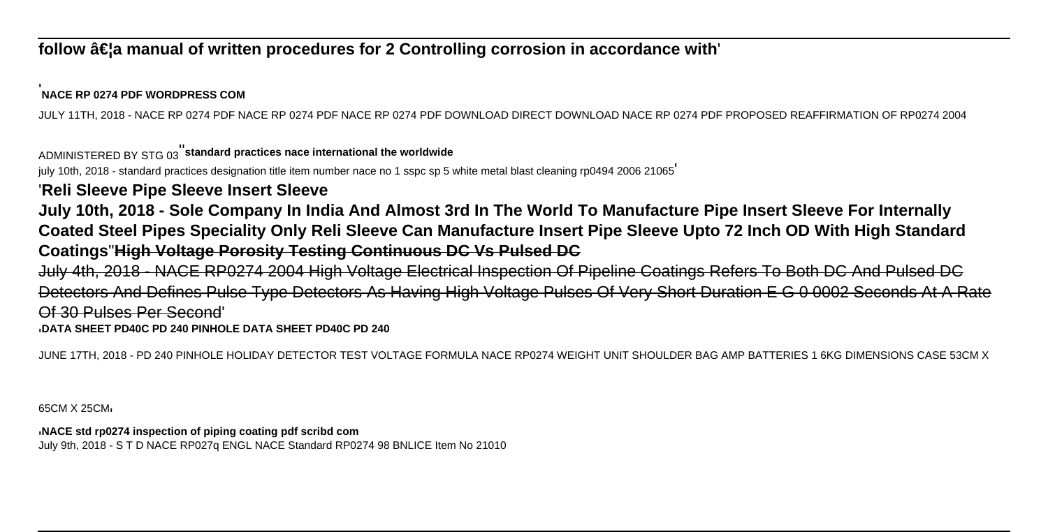**follow â€¦a manual of written procedures for 2 Controlling corrosion in accordance with**'

'**NACE RP 0274 PDF WORDPRESS COM**

JULY 11TH, 2018 - NACE RP 0274 PDF NACE RP 0274 PDF NACE RP 0274 PDF DOWNLOAD DIRECT DOWNLOAD NACE RP 0274 PDF PROPOSED REAFFIRMATION OF RP0274 2004 ADMINISTERED BY STG 03''**standard practices nace international the worldwide**

july 10th, 2018 - standard practices designation title item number nace no 1 sspc sp 5 white metal blast cleaning rp0494 2006 21065'

'**Reli Sleeve Pipe Sleeve Insert Sleeve**

**July 10th, 2018 - Sole Company In India And Almost 3rd In The World To Manufacture Pipe Insert Sleeve For Internally Coated Steel Pipes Speciality Only Reli Sleeve Can Manufacture Insert Pipe Sleeve Upto 72 Inch OD With High Standard Coatings**''**High Voltage Porosity Testing Continuous DC Vs Pulsed DC**

~~July 4th, 2018 - NACE RP0274 2004 High Voltage Electrical Inspection Of Pipeline Coatings Refers To Both DC And Pulsed DC Detectors And Defines Pulse Type Detectors As Having High Voltage Pulses Of Very Short Duration E G 0 0002 Seconds At A Rate Of 30 Pulses Per Second~~'

'**DATA SHEET PD40C PD 240 PINHOLE DATA SHEET PD40C PD 240**

JUNE 17TH, 2018 - PD 240 PINHOLE HOLIDAY DETECTOR TEST VOLTAGE FORMULA NACE RP0274 WEIGHT UNIT SHOULDER BAG AMP BATTERIES 1 6KG DIMENSIONS CASE 53CM X 65CM X 25CM'

'**NACE std rp0274 inspection of piping coating pdf scribd com**

July 9th, 2018 - S T D NACE RP027q ENGL NACE Standard RP0274 98 BNLICE Item No 21010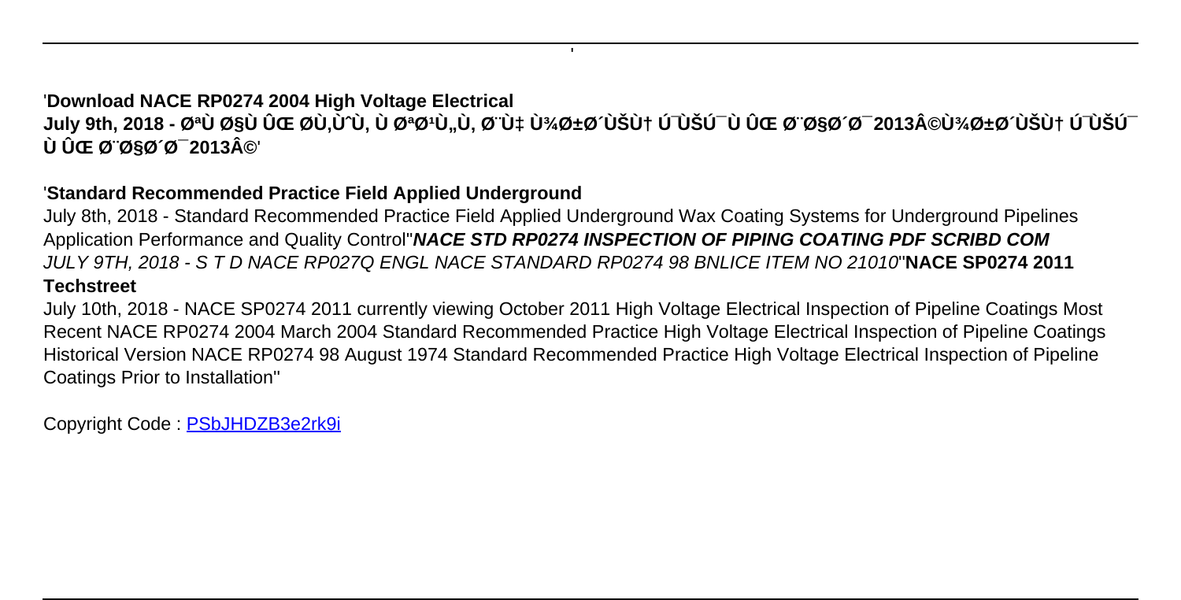'**Download NACE RP0274 2004 High Voltage Electrical**
**July 9th, 2018 - ØªÙ Ø§Ù ÛŒ ØÙ,Ù^Ù, Ù ØªØ¹Ù„Ù, Ø¨Ù‡ Ù¾Ø±Ø´ÙŠÙ† Ú¯ÙŠÚ¯Ù ÛŒ Ø¨Ø§Ø´Ø¯ 2013Â©Ù¾Ø±Ø´ÙŠÙ† Ú¯ÙŠÚ¯Ù ÛŒ Ø¨Ø§Ø´Ø¯ 2013Â©**'

'**Standard Recommended Practice Field Applied Underground**
July 8th, 2018 - Standard Recommended Practice Field Applied Underground Wax Coating Systems for Underground Pipelines Application Performance and Quality Control''***NACE STD RP0274 INSPECTION OF PIPING COATING PDF SCRIBD COM***
*JULY 9TH, 2018 - S T D NACE RP027Q ENGL NACE STANDARD RP0274 98 BNLICE ITEM NO 21010*''**NACE SP0274 2011 Techstreet**
July 10th, 2018 - NACE SP0274 2011 currently viewing October 2011 High Voltage Electrical Inspection of Pipeline Coatings Most Recent NACE RP0274 2004 March 2004 Standard Recommended Practice High Voltage Electrical Inspection of Pipeline Coatings Historical Version NACE RP0274 98 August 1974 Standard Recommended Practice High Voltage Electrical Inspection of Pipeline Coatings Prior to Installation''

Copyright Code : PSbJHDZB3e2rk9i